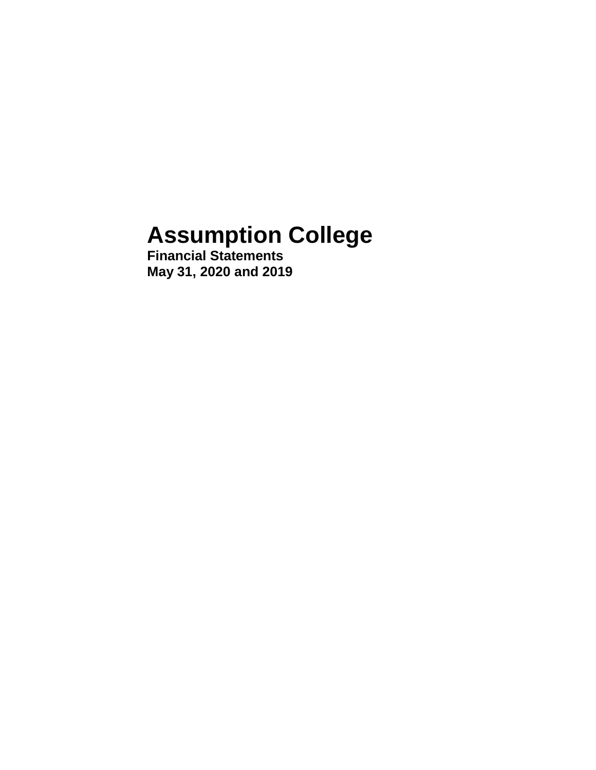# Assumption College

**Financial Statements**
**May 31, 2020 and 2019**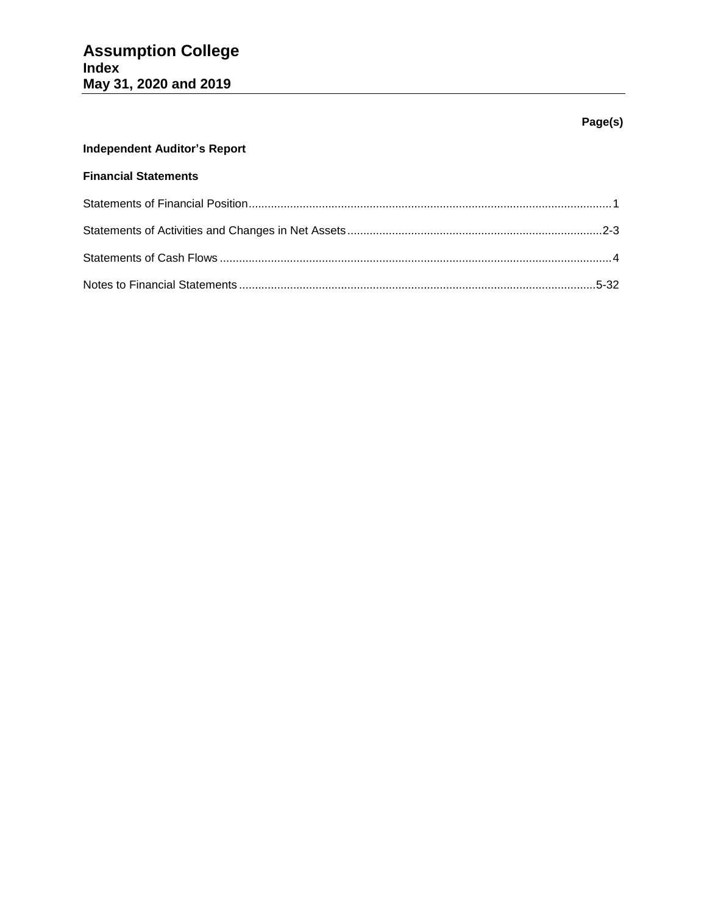# Assumption College
## Index
## May 31, 2020 and 2019

| | Page(s) |
|---|---|
| **Independent Auditor's Report** | |
| **Financial Statements** | |
| Statements of Financial Position | 1 |
| Statements of Activities and Changes in Net Assets | 2-3 |
| Statements of Cash Flows | 4 |
| Notes to Financial Statements | 5-32 |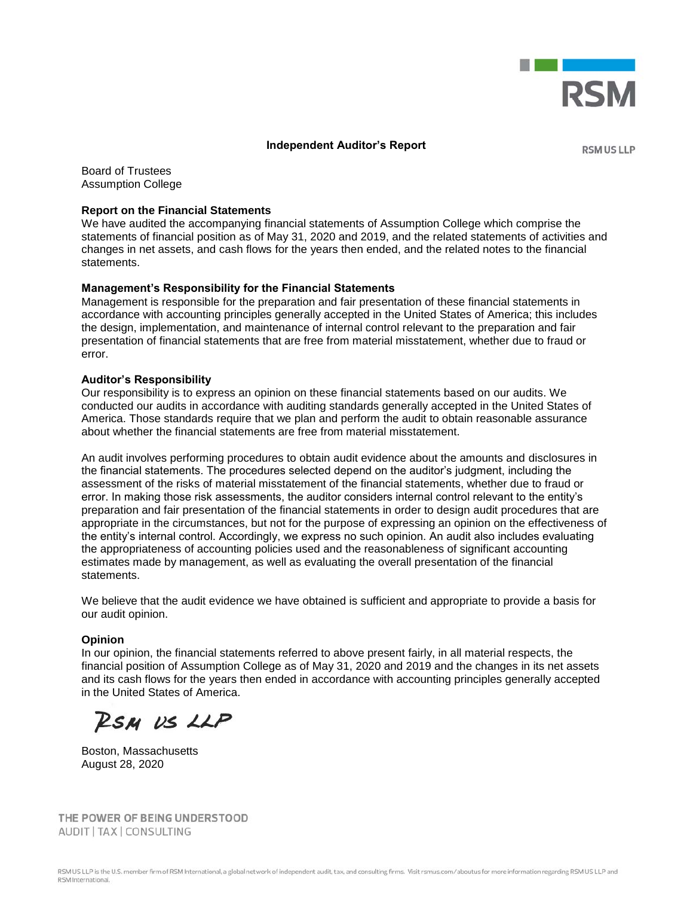# Independent Auditor's Report

Board of Trustees
Assumption College

**Report on the Financial Statements**

We have audited the accompanying financial statements of Assumption College which comprise the statements of financial position as of May 31, 2020 and 2019, and the related statements of activities and changes in net assets, and cash flows for the years then ended, and the related notes to the financial statements.

**Management's Responsibility for the Financial Statements**

Management is responsible for the preparation and fair presentation of these financial statements in accordance with accounting principles generally accepted in the United States of America; this includes the design, implementation, and maintenance of internal control relevant to the preparation and fair presentation of financial statements that are free from material misstatement, whether due to fraud or error.

**Auditor's Responsibility**

Our responsibility is to express an opinion on these financial statements based on our audits. We conducted our audits in accordance with auditing standards generally accepted in the United States of America. Those standards require that we plan and perform the audit to obtain reasonable assurance about whether the financial statements are free from material misstatement.

An audit involves performing procedures to obtain audit evidence about the amounts and disclosures in the financial statements. The procedures selected depend on the auditor's judgment, including the assessment of the risks of material misstatement of the financial statements, whether due to fraud or error. In making those risk assessments, the auditor considers internal control relevant to the entity's preparation and fair presentation of the financial statements in order to design audit procedures that are appropriate in the circumstances, but not for the purpose of expressing an opinion on the effectiveness of the entity's internal control. Accordingly, we express no such opinion. An audit also includes evaluating the appropriateness of accounting policies used and the reasonableness of significant accounting estimates made by management, as well as evaluating the overall presentation of the financial statements.

We believe that the audit evidence we have obtained is sufficient and appropriate to provide a basis for our audit opinion.

**Opinion**

In our opinion, the financial statements referred to above present fairly, in all material respects, the financial position of Assumption College as of May 31, 2020 and 2019 and the changes in its net assets and its cash flows for the years then ended in accordance with accounting principles generally accepted in the United States of America.

RSM US LLP

Boston, Massachusetts
August 28, 2020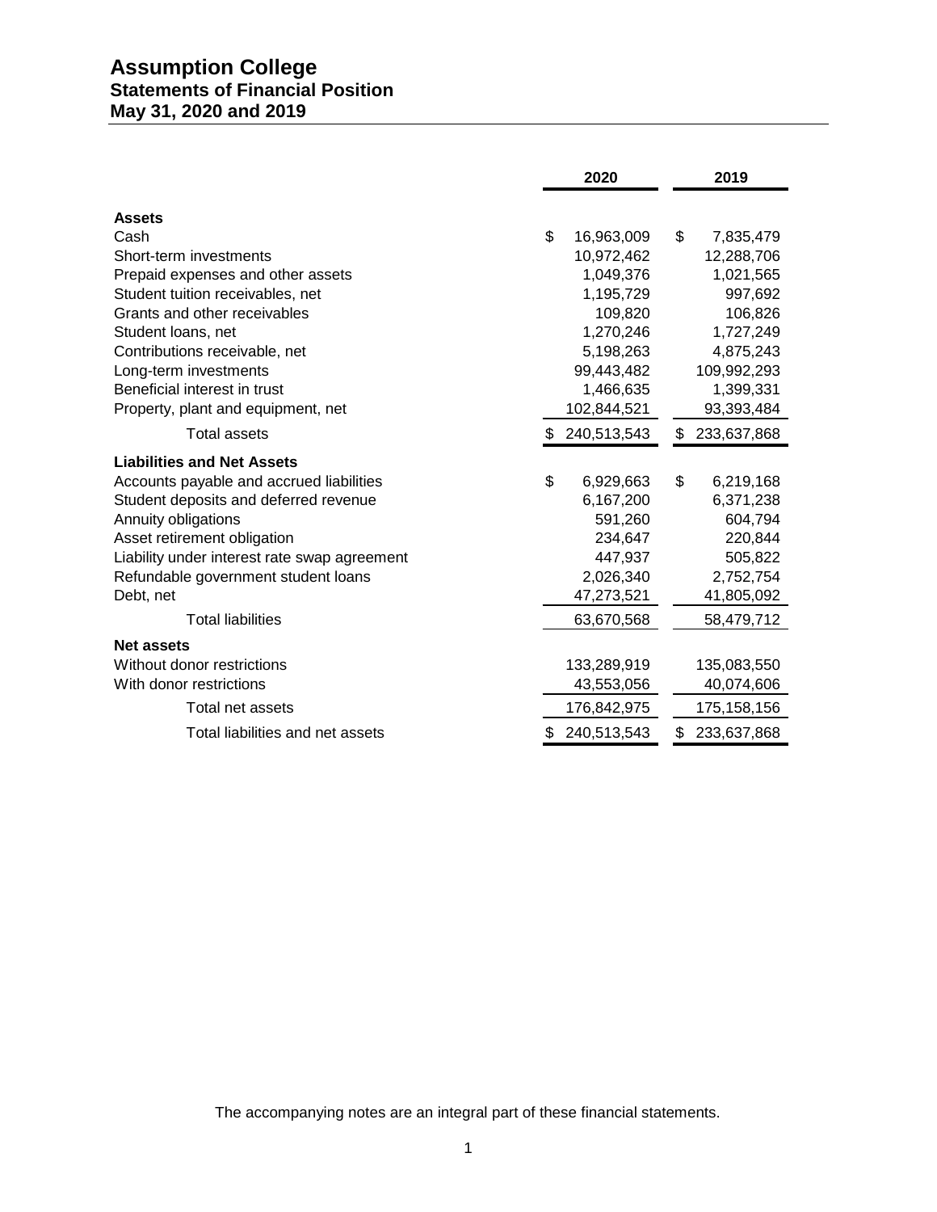# Assumption College
## Statements of Financial Position
## May 31, 2020 and 2019

| | 2020 | 2019 |
|---|---|---|
| **Assets** | | |
| Cash | $ 16,963,009 | $ 7,835,479 |
| Short-term investments | 10,972,462 | 12,288,706 |
| Prepaid expenses and other assets | 1,049,376 | 1,021,565 |
| Student tuition receivables, net | 1,195,729 | 997,692 |
| Grants and other receivables | 109,820 | 106,826 |
| Student loans, net | 1,270,246 | 1,727,249 |
| Contributions receivable, net | 5,198,263 | 4,875,243 |
| Long-term investments | 99,443,482 | 109,992,293 |
| Beneficial interest in trust | 1,466,635 | 1,399,331 |
| Property, plant and equipment, net | 102,844,521 | 93,393,484 |
| Total assets | $ 240,513,543 | $ 233,637,868 |
| **Liabilities and Net Assets** | | |
| Accounts payable and accrued liabilities | $ 6,929,663 | $ 6,219,168 |
| Student deposits and deferred revenue | 6,167,200 | 6,371,238 |
| Annuity obligations | 591,260 | 604,794 |
| Asset retirement obligation | 234,647 | 220,844 |
| Liability under interest rate swap agreement | 447,937 | 505,822 |
| Refundable government student loans | 2,026,340 | 2,752,754 |
| Debt, net | 47,273,521 | 41,805,092 |
| Total liabilities | 63,670,568 | 58,479,712 |
| **Net assets** | | |
| Without donor restrictions | 133,289,919 | 135,083,550 |
| With donor restrictions | 43,553,056 | 40,074,606 |
| Total net assets | 176,842,975 | 175,158,156 |
| Total liabilities and net assets | $ 240,513,543 | $ 233,637,868 |

The accompanying notes are an integral part of these financial statements.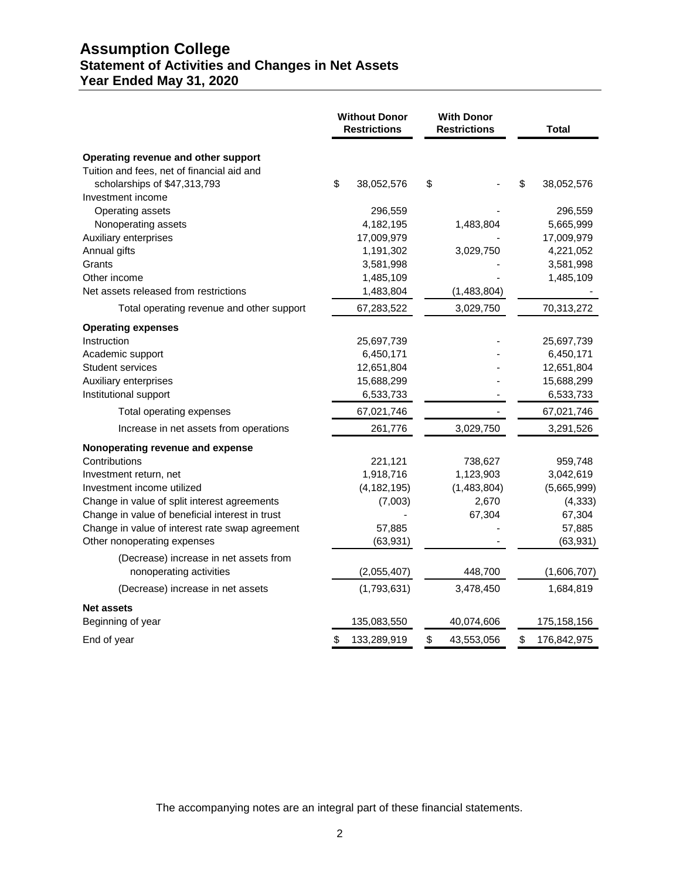# Assumption College
## Statement of Activities and Changes in Net Assets
## Year Ended May 31, 2020

| | Without Donor Restrictions | With Donor Restrictions | Total |
|---|---|---|---|
| **Operating revenue and other support** | | | |
| Tuition and fees, net of financial aid and scholarships of $47,313,793 | $ 38,052,576 | $ - | $ 38,052,576 |
| Investment income | | | |
| Operating assets | 296,559 | - | 296,559 |
| Nonoperating assets | 4,182,195 | 1,483,804 | 5,665,999 |
| Auxiliary enterprises | 17,009,979 | - | 17,009,979 |
| Annual gifts | 1,191,302 | 3,029,750 | 4,221,052 |
| Grants | 3,581,998 | - | 3,581,998 |
| Other income | 1,485,109 | - | 1,485,109 |
| Net assets released from restrictions | 1,483,804 | (1,483,804) | - |
| Total operating revenue and other support | 67,283,522 | 3,029,750 | 70,313,272 |
| **Operating expenses** | | | |
| Instruction | 25,697,739 | - | 25,697,739 |
| Academic support | 6,450,171 | - | 6,450,171 |
| Student services | 12,651,804 | - | 12,651,804 |
| Auxiliary enterprises | 15,688,299 | - | 15,688,299 |
| Institutional support | 6,533,733 | - | 6,533,733 |
| Total operating expenses | 67,021,746 | - | 67,021,746 |
| Increase in net assets from operations | 261,776 | 3,029,750 | 3,291,526 |
| **Nonoperating revenue and expense** | | | |
| Contributions | 221,121 | 738,627 | 959,748 |
| Investment return, net | 1,918,716 | 1,123,903 | 3,042,619 |
| Investment income utilized | (4,182,195) | (1,483,804) | (5,665,999) |
| Change in value of split interest agreements | (7,003) | 2,670 | (4,333) |
| Change in value of beneficial interest in trust | - | 67,304 | 67,304 |
| Change in value of interest rate swap agreement | 57,885 | - | 57,885 |
| Other nonoperating expenses | (63,931) | - | (63,931) |
| (Decrease) increase in net assets from nonoperating activities | (2,055,407) | 448,700 | (1,606,707) |
| (Decrease) increase in net assets | (1,793,631) | 3,478,450 | 1,684,819 |
| **Net assets** | | | |
| Beginning of year | 135,083,550 | 40,074,606 | 175,158,156 |
| End of year | $ 133,289,919 | $ 43,553,056 | $ 176,842,975 |

The accompanying notes are an integral part of these financial statements.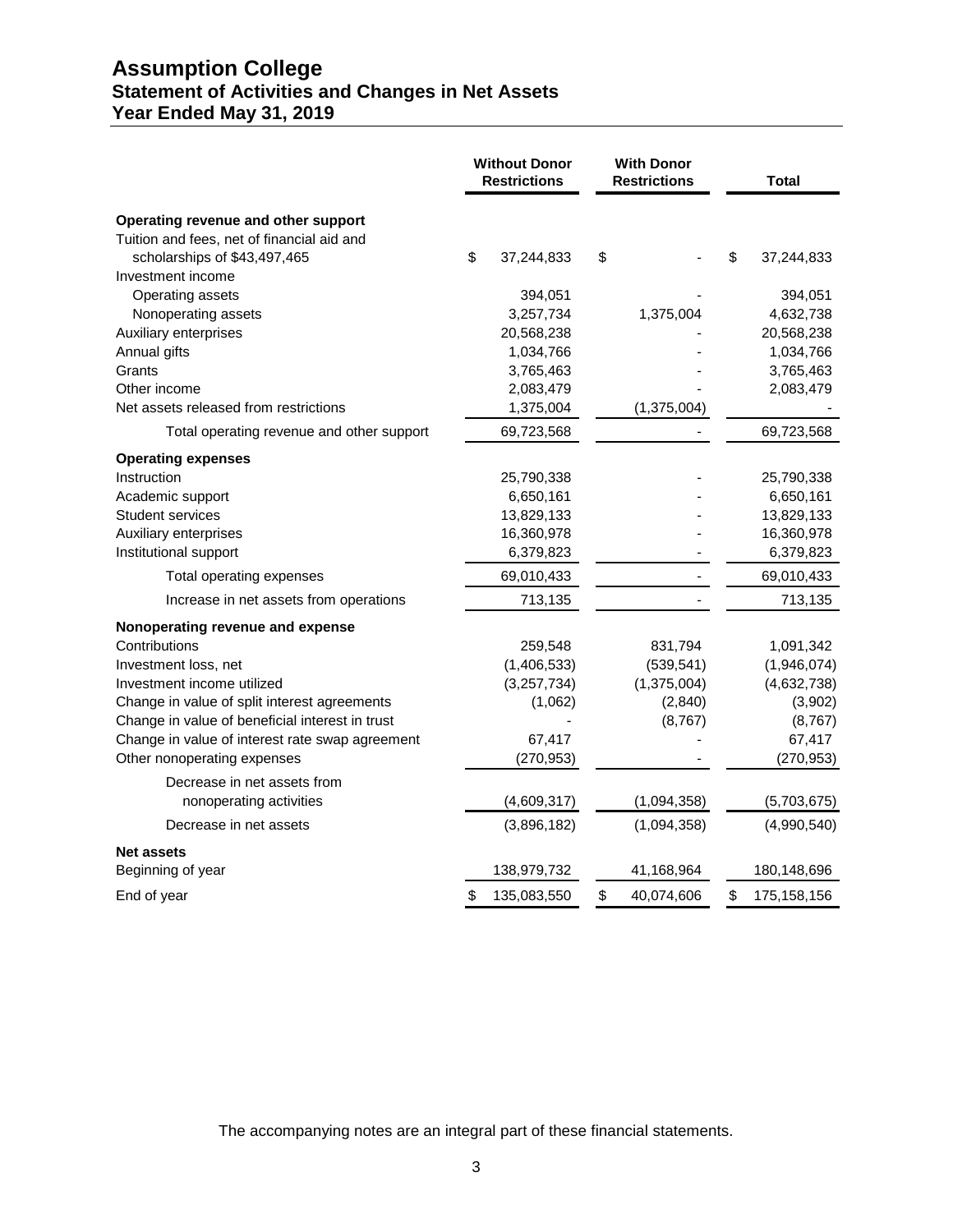# Assumption College
## Statement of Activities and Changes in Net Assets
## Year Ended May 31, 2019

| | Without Donor Restrictions | With Donor Restrictions | Total |
|---|---|---|---|
| **Operating revenue and other support** | | | |
| Tuition and fees, net of financial aid and scholarships of $43,497,465 | $ 37,244,833 | $ - | $ 37,244,833 |
| Investment income | | | |
| Operating assets | 394,051 | - | 394,051 |
| Nonoperating assets | 3,257,734 | 1,375,004 | 4,632,738 |
| Auxiliary enterprises | 20,568,238 | - | 20,568,238 |
| Annual gifts | 1,034,766 | - | 1,034,766 |
| Grants | 3,765,463 | - | 3,765,463 |
| Other income | 2,083,479 | - | 2,083,479 |
| Net assets released from restrictions | 1,375,004 | (1,375,004) | - |
| Total operating revenue and other support | 69,723,568 | - | 69,723,568 |
| **Operating expenses** | | | |
| Instruction | 25,790,338 | - | 25,790,338 |
| Academic support | 6,650,161 | - | 6,650,161 |
| Student services | 13,829,133 | - | 13,829,133 |
| Auxiliary enterprises | 16,360,978 | - | 16,360,978 |
| Institutional support | 6,379,823 | - | 6,379,823 |
| Total operating expenses | 69,010,433 | - | 69,010,433 |
| Increase in net assets from operations | 713,135 | - | 713,135 |
| **Nonoperating revenue and expense** | | | |
| Contributions | 259,548 | 831,794 | 1,091,342 |
| Investment loss, net | (1,406,533) | (539,541) | (1,946,074) |
| Investment income utilized | (3,257,734) | (1,375,004) | (4,632,738) |
| Change in value of split interest agreements | (1,062) | (2,840) | (3,902) |
| Change in value of beneficial interest in trust | - | (8,767) | (8,767) |
| Change in value of interest rate swap agreement | 67,417 | - | 67,417 |
| Other nonoperating expenses | (270,953) | - | (270,953) |
| Decrease in net assets from nonoperating activities | (4,609,317) | (1,094,358) | (5,703,675) |
| Decrease in net assets | (3,896,182) | (1,094,358) | (4,990,540) |
| **Net assets** | | | |
| Beginning of year | 138,979,732 | 41,168,964 | 180,148,696 |
| End of year | $ 135,083,550 | $ 40,074,606 | $ 175,158,156 |

The accompanying notes are an integral part of these financial statements.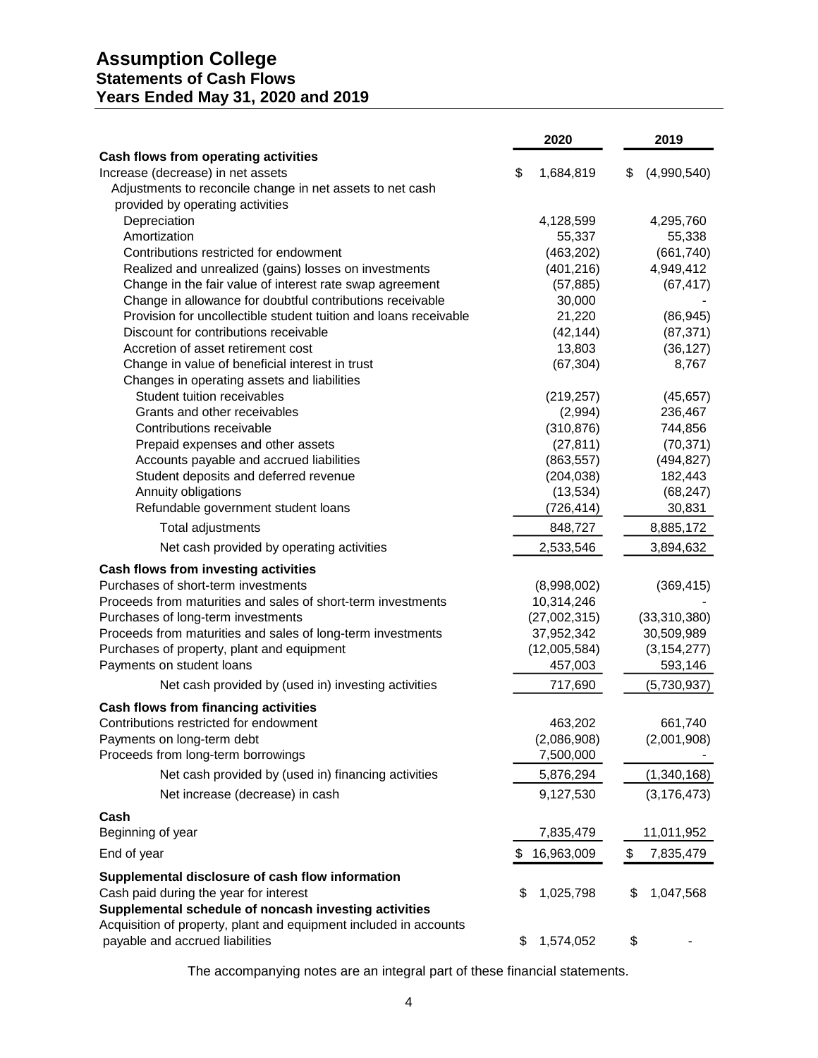# Assumption College
## Statements of Cash Flows
## Years Ended May 31, 2020 and 2019

| | 2020 | 2019 |
|---|---|---|
| **Cash flows from operating activities** | | |
| Increase (decrease) in net assets | $ 1,684,819 | $ (4,990,540) |
| Adjustments to reconcile change in net assets to net cash provided by operating activities | | |
| Depreciation | 4,128,599 | 4,295,760 |
| Amortization | 55,337 | 55,338 |
| Contributions restricted for endowment | (463,202) | (661,740) |
| Realized and unrealized (gains) losses on investments | (401,216) | 4,949,412 |
| Change in the fair value of interest rate swap agreement | (57,885) | (67,417) |
| Change in allowance for doubtful contributions receivable | 30,000 | - |
| Provision for uncollectible student tuition and loans receivable | 21,220 | (86,945) |
| Discount for contributions receivable | (42,144) | (87,371) |
| Accretion of asset retirement cost | 13,803 | (36,127) |
| Change in value of beneficial interest in trust | (67,304) | 8,767 |
| Changes in operating assets and liabilities | | |
| Student tuition receivables | (219,257) | (45,657) |
| Grants and other receivables | (2,994) | 236,467 |
| Contributions receivable | (310,876) | 744,856 |
| Prepaid expenses and other assets | (27,811) | (70,371) |
| Accounts payable and accrued liabilities | (863,557) | (494,827) |
| Student deposits and deferred revenue | (204,038) | 182,443 |
| Annuity obligations | (13,534) | (68,247) |
| Refundable government student loans | (726,414) | 30,831 |
| Total adjustments | 848,727 | 8,885,172 |
| Net cash provided by operating activities | 2,533,546 | 3,894,632 |
| **Cash flows from investing activities** | | |
| Purchases of short-term investments | (8,998,002) | (369,415) |
| Proceeds from maturities and sales of short-term investments | 10,314,246 | - |
| Purchases of long-term investments | (27,002,315) | (33,310,380) |
| Proceeds from maturities and sales of long-term investments | 37,952,342 | 30,509,989 |
| Purchases of property, plant and equipment | (12,005,584) | (3,154,277) |
| Payments on student loans | 457,003 | 593,146 |
| Net cash provided by (used in) investing activities | 717,690 | (5,730,937) |
| **Cash flows from financing activities** | | |
| Contributions restricted for endowment | 463,202 | 661,740 |
| Payments on long-term debt | (2,086,908) | (2,001,908) |
| Proceeds from long-term borrowings | 7,500,000 | - |
| Net cash provided by (used in) financing activities | 5,876,294 | (1,340,168) |
| Net increase (decrease) in cash | 9,127,530 | (3,176,473) |
| **Cash** | | |
| Beginning of year | 7,835,479 | 11,011,952 |
| End of year | $ 16,963,009 | $ 7,835,479 |
| **Supplemental disclosure of cash flow information** | | |
| Cash paid during the year for interest | $ 1,025,798 | $ 1,047,568 |
| **Supplemental schedule of noncash investing activities** | | |
| Acquisition of property, plant and equipment included in accounts payable and accrued liabilities | $ 1,574,052 | $ - |

The accompanying notes are an integral part of these financial statements.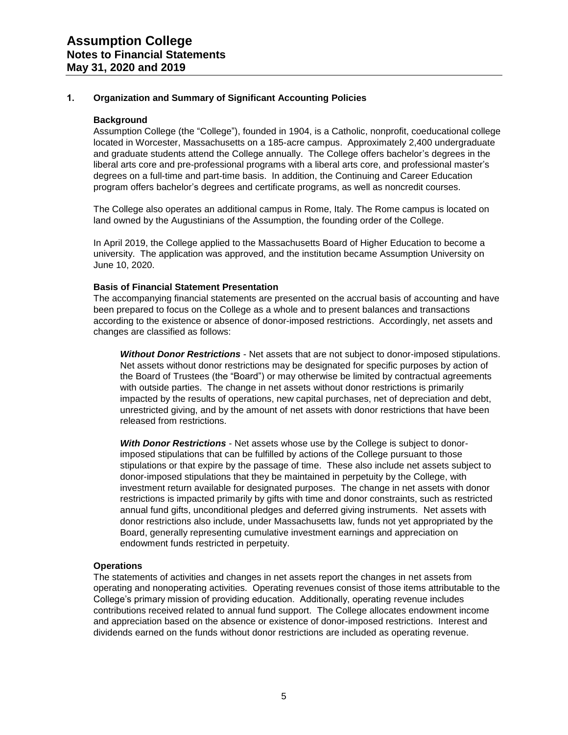# Assumption College
## Notes to Financial Statements
## May 31, 2020 and 2019

### 1. Organization and Summary of Significant Accounting Policies

**Background**

Assumption College (the "College"), founded in 1904, is a Catholic, nonprofit, coeducational college located in Worcester, Massachusetts on a 185-acre campus. Approximately 2,400 undergraduate and graduate students attend the College annually. The College offers bachelor's degrees in the liberal arts core and pre-professional programs with a liberal arts core, and professional master's degrees on a full-time and part-time basis. In addition, the Continuing and Career Education program offers bachelor's degrees and certificate programs, as well as noncredit courses.

The College also operates an additional campus in Rome, Italy. The Rome campus is located on land owned by the Augustinians of the Assumption, the founding order of the College.

In April 2019, the College applied to the Massachusetts Board of Higher Education to become a university. The application was approved, and the institution became Assumption University on June 10, 2020.

**Basis of Financial Statement Presentation**

The accompanying financial statements are presented on the accrual basis of accounting and have been prepared to focus on the College as a whole and to present balances and transactions according to the existence or absence of donor-imposed restrictions. Accordingly, net assets and changes are classified as follows:

***Without Donor Restrictions*** - Net assets that are not subject to donor-imposed stipulations. Net assets without donor restrictions may be designated for specific purposes by action of the Board of Trustees (the "Board") or may otherwise be limited by contractual agreements with outside parties. The change in net assets without donor restrictions is primarily impacted by the results of operations, new capital purchases, net of depreciation and debt, unrestricted giving, and by the amount of net assets with donor restrictions that have been released from restrictions.

***With Donor Restrictions*** - Net assets whose use by the College is subject to donor-imposed stipulations that can be fulfilled by actions of the College pursuant to those stipulations or that expire by the passage of time. These also include net assets subject to donor-imposed stipulations that they be maintained in perpetuity by the College, with investment return available for designated purposes. The change in net assets with donor restrictions is impacted primarily by gifts with time and donor constraints, such as restricted annual fund gifts, unconditional pledges and deferred giving instruments. Net assets with donor restrictions also include, under Massachusetts law, funds not yet appropriated by the Board, generally representing cumulative investment earnings and appreciation on endowment funds restricted in perpetuity.

**Operations**

The statements of activities and changes in net assets report the changes in net assets from operating and nonoperating activities. Operating revenues consist of those items attributable to the College's primary mission of providing education. Additionally, operating revenue includes contributions received related to annual fund support. The College allocates endowment income and appreciation based on the absence or existence of donor-imposed restrictions. Interest and dividends earned on the funds without donor restrictions are included as operating revenue.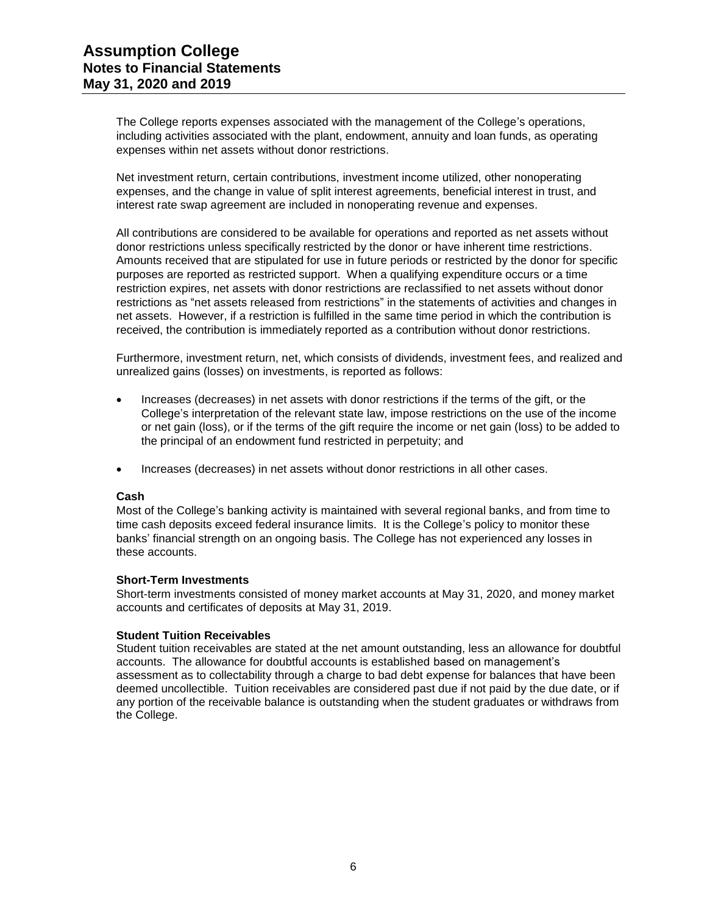The College reports expenses associated with the management of the College's operations, including activities associated with the plant, endowment, annuity and loan funds, as operating expenses within net assets without donor restrictions.

Net investment return, certain contributions, investment income utilized, other nonoperating expenses, and the change in value of split interest agreements, beneficial interest in trust, and interest rate swap agreement are included in nonoperating revenue and expenses.

All contributions are considered to be available for operations and reported as net assets without donor restrictions unless specifically restricted by the donor or have inherent time restrictions. Amounts received that are stipulated for use in future periods or restricted by the donor for specific purposes are reported as restricted support. When a qualifying expenditure occurs or a time restriction expires, net assets with donor restrictions are reclassified to net assets without donor restrictions as "net assets released from restrictions" in the statements of activities and changes in net assets. However, if a restriction is fulfilled in the same time period in which the contribution is received, the contribution is immediately reported as a contribution without donor restrictions.

Furthermore, investment return, net, which consists of dividends, investment fees, and realized and unrealized gains (losses) on investments, is reported as follows:

- Increases (decreases) in net assets with donor restrictions if the terms of the gift, or the College's interpretation of the relevant state law, impose restrictions on the use of the income or net gain (loss), or if the terms of the gift require the income or net gain (loss) to be added to the principal of an endowment fund restricted in perpetuity; and

- Increases (decreases) in net assets without donor restrictions in all other cases.

**Cash**

Most of the College's banking activity is maintained with several regional banks, and from time to time cash deposits exceed federal insurance limits. It is the College's policy to monitor these banks' financial strength on an ongoing basis. The College has not experienced any losses in these accounts.

**Short-Term Investments**

Short-term investments consisted of money market accounts at May 31, 2020, and money market accounts and certificates of deposits at May 31, 2019.

**Student Tuition Receivables**

Student tuition receivables are stated at the net amount outstanding, less an allowance for doubtful accounts. The allowance for doubtful accounts is established based on management's assessment as to collectability through a charge to bad debt expense for balances that have been deemed uncollectible. Tuition receivables are considered past due if not paid by the due date, or if any portion of the receivable balance is outstanding when the student graduates or withdraws from the College.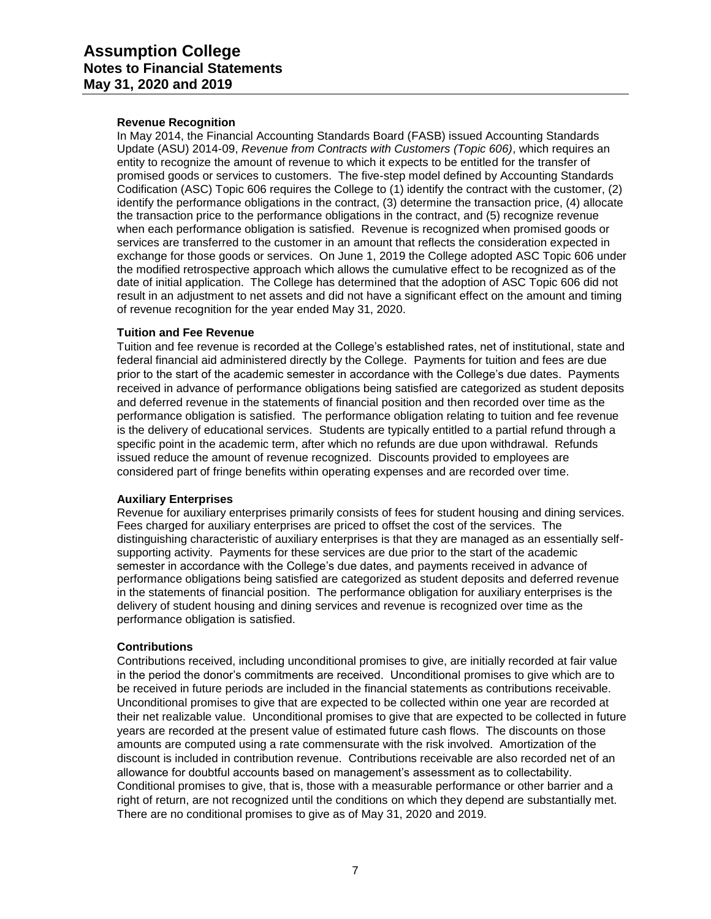#### Revenue Recognition

In May 2014, the Financial Accounting Standards Board (FASB) issued Accounting Standards Update (ASU) 2014-09, *Revenue from Contracts with Customers (Topic 606)*, which requires an entity to recognize the amount of revenue to which it expects to be entitled for the transfer of promised goods or services to customers. The five-step model defined by Accounting Standards Codification (ASC) Topic 606 requires the College to (1) identify the contract with the customer, (2) identify the performance obligations in the contract, (3) determine the transaction price, (4) allocate the transaction price to the performance obligations in the contract, and (5) recognize revenue when each performance obligation is satisfied. Revenue is recognized when promised goods or services are transferred to the customer in an amount that reflects the consideration expected in exchange for those goods or services. On June 1, 2019 the College adopted ASC Topic 606 under the modified retrospective approach which allows the cumulative effect to be recognized as of the date of initial application. The College has determined that the adoption of ASC Topic 606 did not result in an adjustment to net assets and did not have a significant effect on the amount and timing of revenue recognition for the year ended May 31, 2020.

#### Tuition and Fee Revenue

Tuition and fee revenue is recorded at the College's established rates, net of institutional, state and federal financial aid administered directly by the College. Payments for tuition and fees are due prior to the start of the academic semester in accordance with the College's due dates. Payments received in advance of performance obligations being satisfied are categorized as student deposits and deferred revenue in the statements of financial position and then recorded over time as the performance obligation is satisfied. The performance obligation relating to tuition and fee revenue is the delivery of educational services. Students are typically entitled to a partial refund through a specific point in the academic term, after which no refunds are due upon withdrawal. Refunds issued reduce the amount of revenue recognized. Discounts provided to employees are considered part of fringe benefits within operating expenses and are recorded over time.

#### Auxiliary Enterprises

Revenue for auxiliary enterprises primarily consists of fees for student housing and dining services. Fees charged for auxiliary enterprises are priced to offset the cost of the services. The distinguishing characteristic of auxiliary enterprises is that they are managed as an essentially self-supporting activity. Payments for these services are due prior to the start of the academic semester in accordance with the College's due dates, and payments received in advance of performance obligations being satisfied are categorized as student deposits and deferred revenue in the statements of financial position. The performance obligation for auxiliary enterprises is the delivery of student housing and dining services and revenue is recognized over time as the performance obligation is satisfied.

#### Contributions

Contributions received, including unconditional promises to give, are initially recorded at fair value in the period the donor's commitments are received. Unconditional promises to give which are to be received in future periods are included in the financial statements as contributions receivable. Unconditional promises to give that are expected to be collected within one year are recorded at their net realizable value. Unconditional promises to give that are expected to be collected in future years are recorded at the present value of estimated future cash flows. The discounts on those amounts are computed using a rate commensurate with the risk involved. Amortization of the discount is included in contribution revenue. Contributions receivable are also recorded net of an allowance for doubtful accounts based on management's assessment as to collectability. Conditional promises to give, that is, those with a measurable performance or other barrier and a right of return, are not recognized until the conditions on which they depend are substantially met. There are no conditional promises to give as of May 31, 2020 and 2019.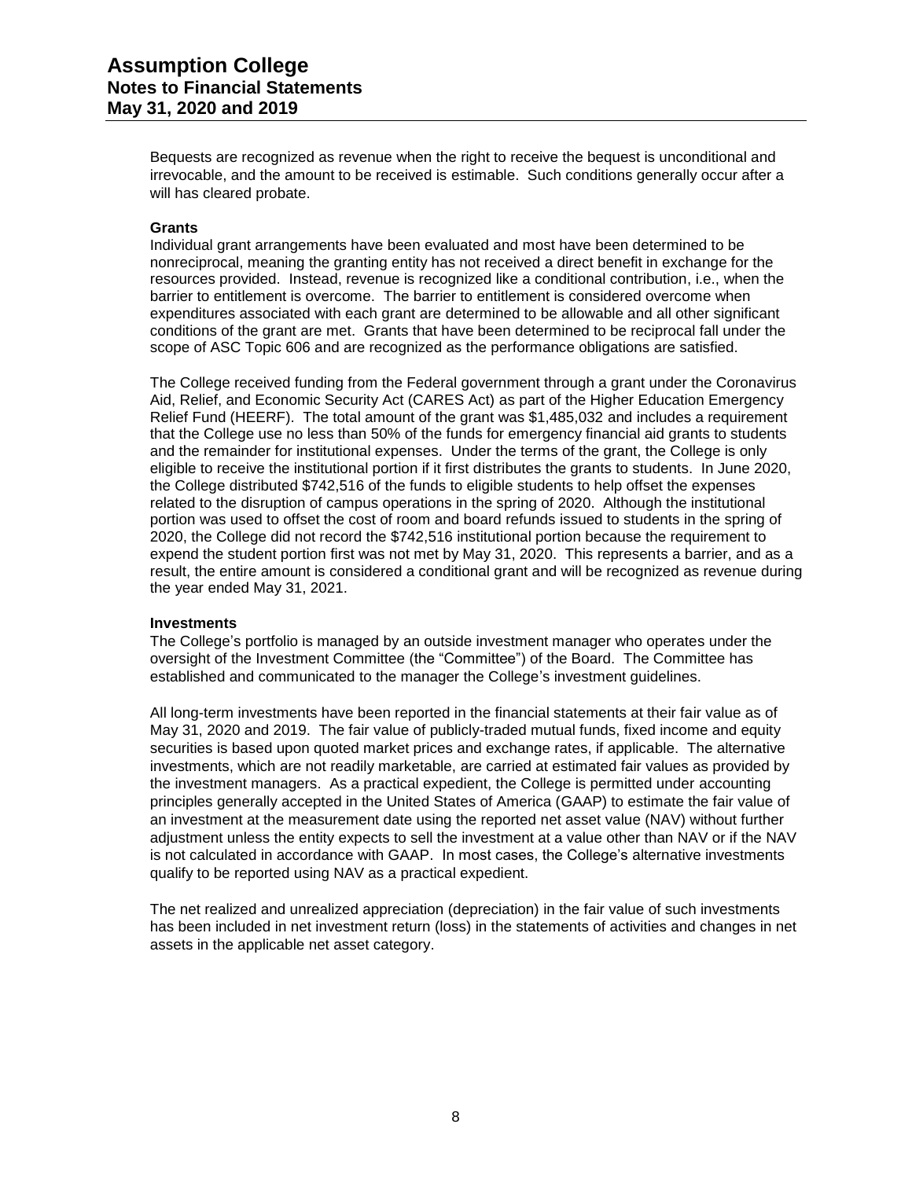Bequests are recognized as revenue when the right to receive the bequest is unconditional and irrevocable, and the amount to be received is estimable. Such conditions generally occur after a will has cleared probate.

**Grants**

Individual grant arrangements have been evaluated and most have been determined to be nonreciprocal, meaning the granting entity has not received a direct benefit in exchange for the resources provided. Instead, revenue is recognized like a conditional contribution, i.e., when the barrier to entitlement is overcome. The barrier to entitlement is considered overcome when expenditures associated with each grant are determined to be allowable and all other significant conditions of the grant are met. Grants that have been determined to be reciprocal fall under the scope of ASC Topic 606 and are recognized as the performance obligations are satisfied.

The College received funding from the Federal government through a grant under the Coronavirus Aid, Relief, and Economic Security Act (CARES Act) as part of the Higher Education Emergency Relief Fund (HEERF). The total amount of the grant was $1,485,032 and includes a requirement that the College use no less than 50% of the funds for emergency financial aid grants to students and the remainder for institutional expenses. Under the terms of the grant, the College is only eligible to receive the institutional portion if it first distributes the grants to students. In June 2020, the College distributed $742,516 of the funds to eligible students to help offset the expenses related to the disruption of campus operations in the spring of 2020. Although the institutional portion was used to offset the cost of room and board refunds issued to students in the spring of 2020, the College did not record the $742,516 institutional portion because the requirement to expend the student portion first was not met by May 31, 2020. This represents a barrier, and as a result, the entire amount is considered a conditional grant and will be recognized as revenue during the year ended May 31, 2021.

**Investments**

The College's portfolio is managed by an outside investment manager who operates under the oversight of the Investment Committee (the "Committee") of the Board. The Committee has established and communicated to the manager the College's investment guidelines.

All long-term investments have been reported in the financial statements at their fair value as of May 31, 2020 and 2019. The fair value of publicly-traded mutual funds, fixed income and equity securities is based upon quoted market prices and exchange rates, if applicable. The alternative investments, which are not readily marketable, are carried at estimated fair values as provided by the investment managers. As a practical expedient, the College is permitted under accounting principles generally accepted in the United States of America (GAAP) to estimate the fair value of an investment at the measurement date using the reported net asset value (NAV) without further adjustment unless the entity expects to sell the investment at a value other than NAV or if the NAV is not calculated in accordance with GAAP. In most cases, the College's alternative investments qualify to be reported using NAV as a practical expedient.

The net realized and unrealized appreciation (depreciation) in the fair value of such investments has been included in net investment return (loss) in the statements of activities and changes in net assets in the applicable net asset category.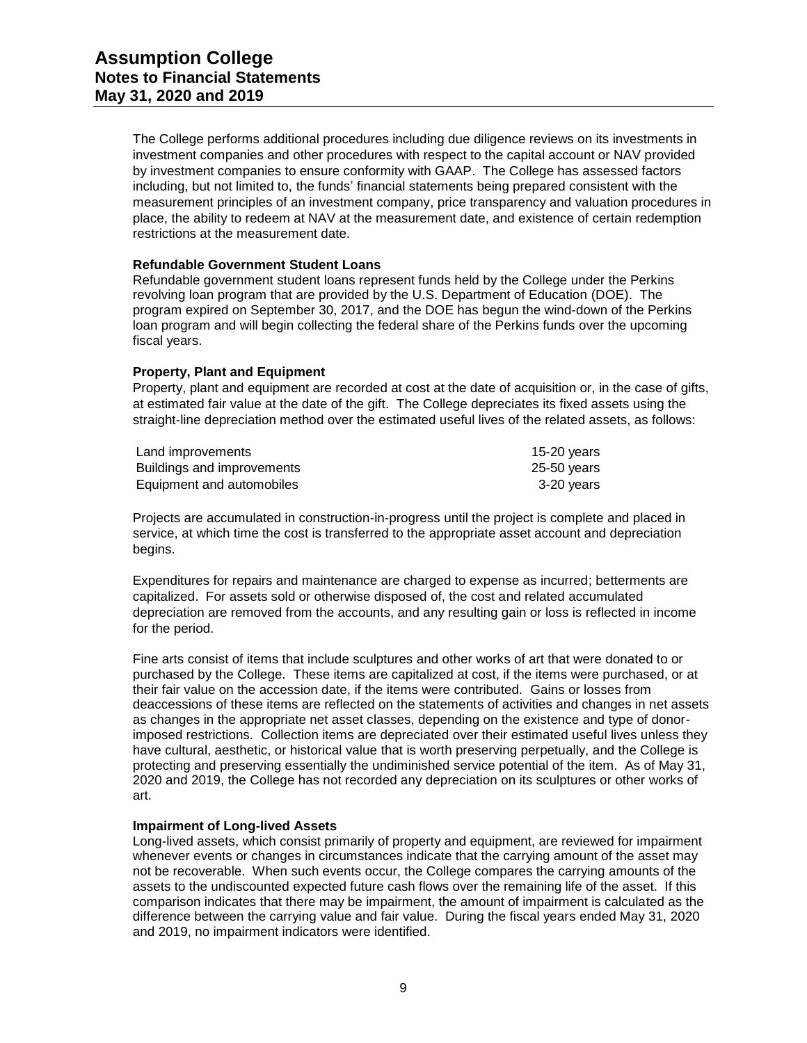The College performs additional procedures including due diligence reviews on its investments in investment companies and other procedures with respect to the capital account or NAV provided by investment companies to ensure conformity with GAAP. The College has assessed factors including, but not limited to, the funds' financial statements being prepared consistent with the measurement principles of an investment company, price transparency and valuation procedures in place, the ability to redeem at NAV at the measurement date, and existence of certain redemption restrictions at the measurement date.

**Refundable Government Student Loans**

Refundable government student loans represent funds held by the College under the Perkins revolving loan program that are provided by the U.S. Department of Education (DOE). The program expired on September 30, 2017, and the DOE has begun the wind-down of the Perkins loan program and will begin collecting the federal share of the Perkins funds over the upcoming fiscal years.

**Property, Plant and Equipment**

Property, plant and equipment are recorded at cost at the date of acquisition or, in the case of gifts, at estimated fair value at the date of the gift. The College depreciates its fixed assets using the straight-line depreciation method over the estimated useful lives of the related assets, as follows:

| | |
|---|---|
| Land improvements | 15-20 years |
| Buildings and improvements | 25-50 years |
| Equipment and automobiles | 3-20 years |

Projects are accumulated in construction-in-progress until the project is complete and placed in service, at which time the cost is transferred to the appropriate asset account and depreciation begins.

Expenditures for repairs and maintenance are charged to expense as incurred; betterments are capitalized. For assets sold or otherwise disposed of, the cost and related accumulated depreciation are removed from the accounts, and any resulting gain or loss is reflected in income for the period.

Fine arts consist of items that include sculptures and other works of art that were donated to or purchased by the College. These items are capitalized at cost, if the items were purchased, or at their fair value on the accession date, if the items were contributed. Gains or losses from deaccessions of these items are reflected on the statements of activities and changes in net assets as changes in the appropriate net asset classes, depending on the existence and type of donor-imposed restrictions. Collection items are depreciated over their estimated useful lives unless they have cultural, aesthetic, or historical value that is worth preserving perpetually, and the College is protecting and preserving essentially the undiminished service potential of the item. As of May 31, 2020 and 2019, the College has not recorded any depreciation on its sculptures or other works of art.

**Impairment of Long-lived Assets**

Long-lived assets, which consist primarily of property and equipment, are reviewed for impairment whenever events or changes in circumstances indicate that the carrying amount of the asset may not be recoverable. When such events occur, the College compares the carrying amounts of the assets to the undiscounted expected future cash flows over the remaining life of the asset. If this comparison indicates that there may be impairment, the amount of impairment is calculated as the difference between the carrying value and fair value. During the fiscal years ended May 31, 2020 and 2019, no impairment indicators were identified.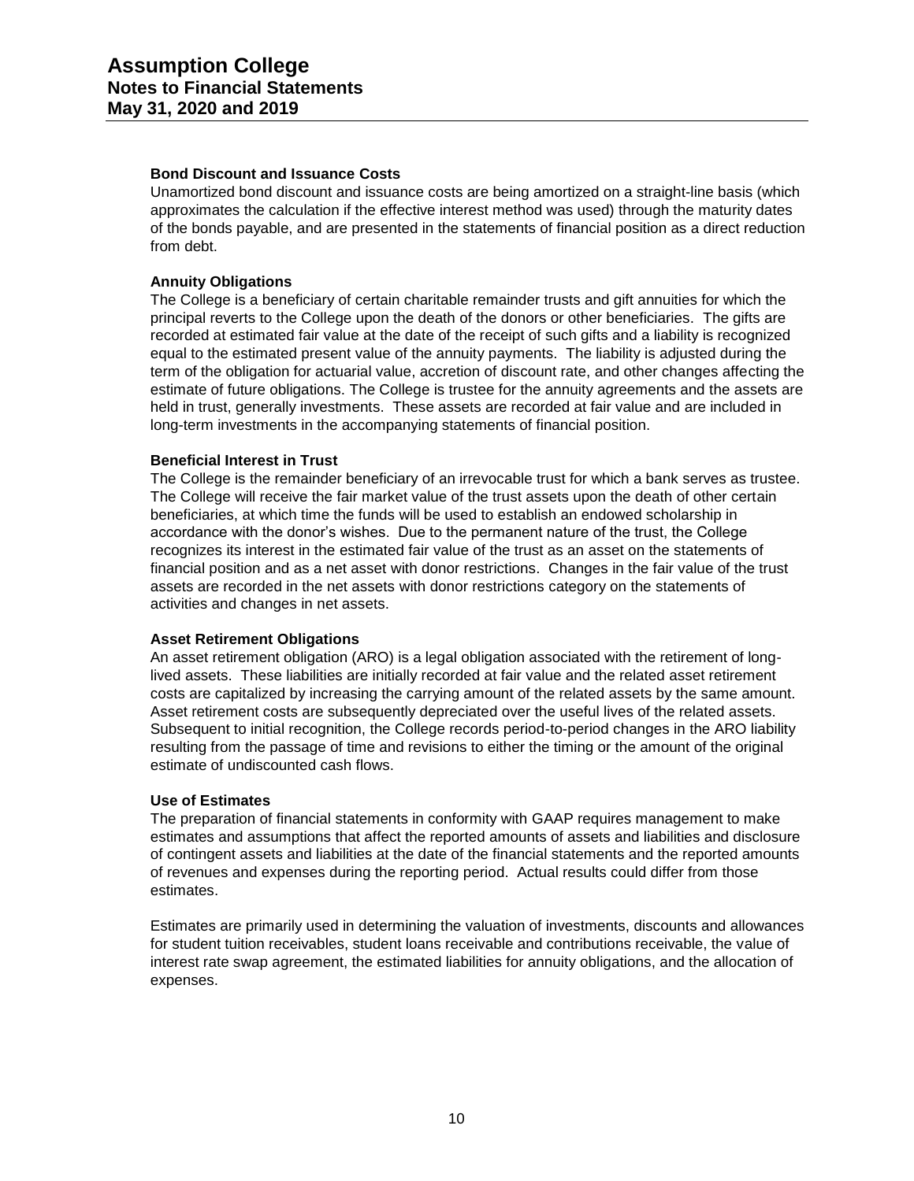### Bond Discount and Issuance Costs

Unamortized bond discount and issuance costs are being amortized on a straight-line basis (which approximates the calculation if the effective interest method was used) through the maturity dates of the bonds payable, and are presented in the statements of financial position as a direct reduction from debt.

### Annuity Obligations

The College is a beneficiary of certain charitable remainder trusts and gift annuities for which the principal reverts to the College upon the death of the donors or other beneficiaries. The gifts are recorded at estimated fair value at the date of the receipt of such gifts and a liability is recognized equal to the estimated present value of the annuity payments. The liability is adjusted during the term of the obligation for actuarial value, accretion of discount rate, and other changes affecting the estimate of future obligations. The College is trustee for the annuity agreements and the assets are held in trust, generally investments. These assets are recorded at fair value and are included in long-term investments in the accompanying statements of financial position.

### Beneficial Interest in Trust

The College is the remainder beneficiary of an irrevocable trust for which a bank serves as trustee. The College will receive the fair market value of the trust assets upon the death of other certain beneficiaries, at which time the funds will be used to establish an endowed scholarship in accordance with the donor's wishes. Due to the permanent nature of the trust, the College recognizes its interest in the estimated fair value of the trust as an asset on the statements of financial position and as a net asset with donor restrictions. Changes in the fair value of the trust assets are recorded in the net assets with donor restrictions category on the statements of activities and changes in net assets.

### Asset Retirement Obligations

An asset retirement obligation (ARO) is a legal obligation associated with the retirement of long-lived assets. These liabilities are initially recorded at fair value and the related asset retirement costs are capitalized by increasing the carrying amount of the related assets by the same amount. Asset retirement costs are subsequently depreciated over the useful lives of the related assets. Subsequent to initial recognition, the College records period-to-period changes in the ARO liability resulting from the passage of time and revisions to either the timing or the amount of the original estimate of undiscounted cash flows.

### Use of Estimates

The preparation of financial statements in conformity with GAAP requires management to make estimates and assumptions that affect the reported amounts of assets and liabilities and disclosure of contingent assets and liabilities at the date of the financial statements and the reported amounts of revenues and expenses during the reporting period. Actual results could differ from those estimates.

Estimates are primarily used in determining the valuation of investments, discounts and allowances for student tuition receivables, student loans receivable and contributions receivable, the value of interest rate swap agreement, the estimated liabilities for annuity obligations, and the allocation of expenses.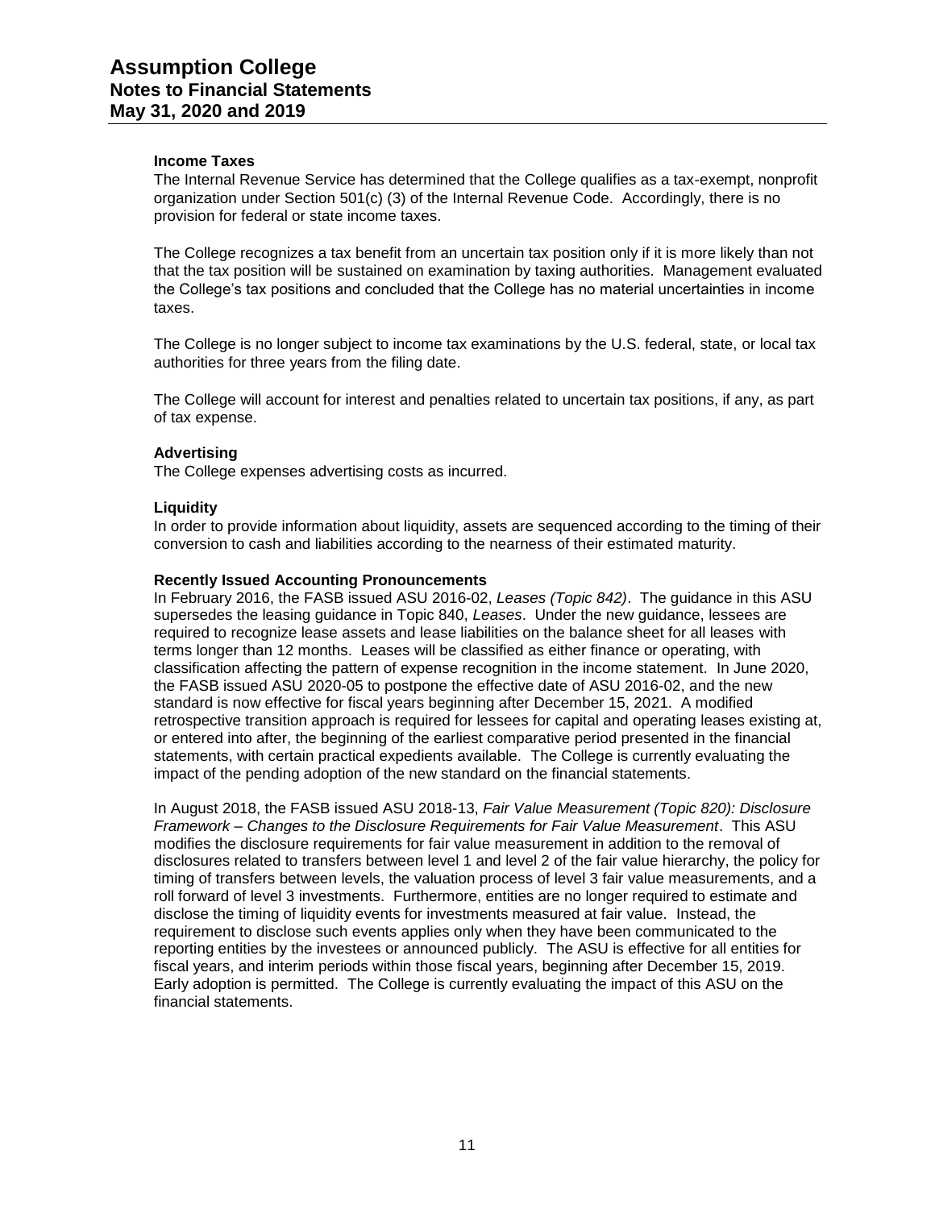#### Income Taxes

The Internal Revenue Service has determined that the College qualifies as a tax-exempt, nonprofit organization under Section 501(c) (3) of the Internal Revenue Code. Accordingly, there is no provision for federal or state income taxes.

The College recognizes a tax benefit from an uncertain tax position only if it is more likely than not that the tax position will be sustained on examination by taxing authorities. Management evaluated the College's tax positions and concluded that the College has no material uncertainties in income taxes.

The College is no longer subject to income tax examinations by the U.S. federal, state, or local tax authorities for three years from the filing date.

The College will account for interest and penalties related to uncertain tax positions, if any, as part of tax expense.

#### Advertising

The College expenses advertising costs as incurred.

#### Liquidity

In order to provide information about liquidity, assets are sequenced according to the timing of their conversion to cash and liabilities according to the nearness of their estimated maturity.

#### Recently Issued Accounting Pronouncements

In February 2016, the FASB issued ASU 2016-02, *Leases (Topic 842)*. The guidance in this ASU supersedes the leasing guidance in Topic 840, *Leases*. Under the new guidance, lessees are required to recognize lease assets and lease liabilities on the balance sheet for all leases with terms longer than 12 months. Leases will be classified as either finance or operating, with classification affecting the pattern of expense recognition in the income statement. In June 2020, the FASB issued ASU 2020-05 to postpone the effective date of ASU 2016-02, and the new standard is now effective for fiscal years beginning after December 15, 2021. A modified retrospective transition approach is required for lessees for capital and operating leases existing at, or entered into after, the beginning of the earliest comparative period presented in the financial statements, with certain practical expedients available. The College is currently evaluating the impact of the pending adoption of the new standard on the financial statements.

In August 2018, the FASB issued ASU 2018-13, *Fair Value Measurement (Topic 820): Disclosure Framework – Changes to the Disclosure Requirements for Fair Value Measurement*. This ASU modifies the disclosure requirements for fair value measurement in addition to the removal of disclosures related to transfers between level 1 and level 2 of the fair value hierarchy, the policy for timing of transfers between levels, the valuation process of level 3 fair value measurements, and a roll forward of level 3 investments. Furthermore, entities are no longer required to estimate and disclose the timing of liquidity events for investments measured at fair value. Instead, the requirement to disclose such events applies only when they have been communicated to the reporting entities by the investees or announced publicly. The ASU is effective for all entities for fiscal years, and interim periods within those fiscal years, beginning after December 15, 2019. Early adoption is permitted. The College is currently evaluating the impact of this ASU on the financial statements.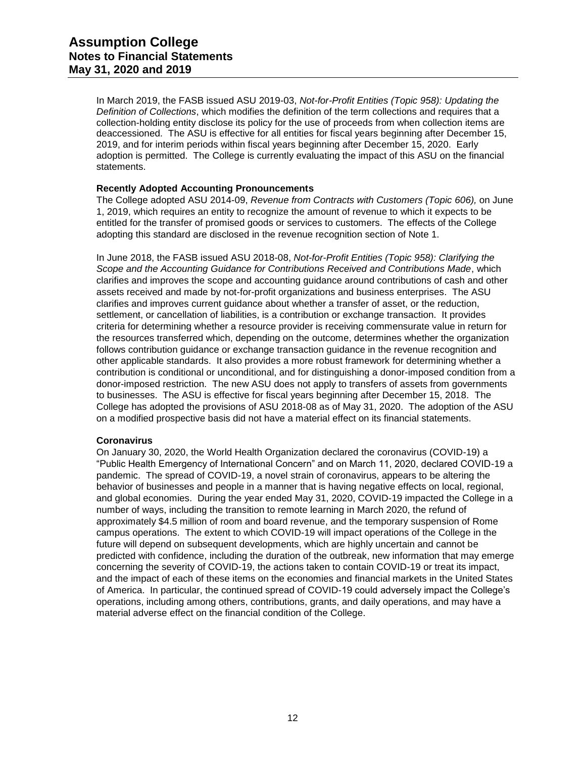In March 2019, the FASB issued ASU 2019-03, *Not-for-Profit Entities (Topic 958): Updating the Definition of Collections*, which modifies the definition of the term collections and requires that a collection-holding entity disclose its policy for the use of proceeds from when collection items are deaccessioned. The ASU is effective for all entities for fiscal years beginning after December 15, 2019, and for interim periods within fiscal years beginning after December 15, 2020. Early adoption is permitted. The College is currently evaluating the impact of this ASU on the financial statements.

**Recently Adopted Accounting Pronouncements**

The College adopted ASU 2014-09, *Revenue from Contracts with Customers (Topic 606),* on June 1, 2019, which requires an entity to recognize the amount of revenue to which it expects to be entitled for the transfer of promised goods or services to customers. The effects of the College adopting this standard are disclosed in the revenue recognition section of Note 1.

In June 2018, the FASB issued ASU 2018-08, *Not-for-Profit Entities (Topic 958): Clarifying the Scope and the Accounting Guidance for Contributions Received and Contributions Made*, which clarifies and improves the scope and accounting guidance around contributions of cash and other assets received and made by not-for-profit organizations and business enterprises. The ASU clarifies and improves current guidance about whether a transfer of asset, or the reduction, settlement, or cancellation of liabilities, is a contribution or exchange transaction. It provides criteria for determining whether a resource provider is receiving commensurate value in return for the resources transferred which, depending on the outcome, determines whether the organization follows contribution guidance or exchange transaction guidance in the revenue recognition and other applicable standards. It also provides a more robust framework for determining whether a contribution is conditional or unconditional, and for distinguishing a donor-imposed condition from a donor-imposed restriction. The new ASU does not apply to transfers of assets from governments to businesses. The ASU is effective for fiscal years beginning after December 15, 2018. The College has adopted the provisions of ASU 2018-08 as of May 31, 2020. The adoption of the ASU on a modified prospective basis did not have a material effect on its financial statements.

**Coronavirus**

On January 30, 2020, the World Health Organization declared the coronavirus (COVID-19) a "Public Health Emergency of International Concern" and on March 11, 2020, declared COVID-19 a pandemic. The spread of COVID-19, a novel strain of coronavirus, appears to be altering the behavior of businesses and people in a manner that is having negative effects on local, regional, and global economies. During the year ended May 31, 2020, COVID-19 impacted the College in a number of ways, including the transition to remote learning in March 2020, the refund of approximately $4.5 million of room and board revenue, and the temporary suspension of Rome campus operations. The extent to which COVID-19 will impact operations of the College in the future will depend on subsequent developments, which are highly uncertain and cannot be predicted with confidence, including the duration of the outbreak, new information that may emerge concerning the severity of COVID-19, the actions taken to contain COVID-19 or treat its impact, and the impact of each of these items on the economies and financial markets in the United States of America. In particular, the continued spread of COVID-19 could adversely impact the College's operations, including among others, contributions, grants, and daily operations, and may have a material adverse effect on the financial condition of the College.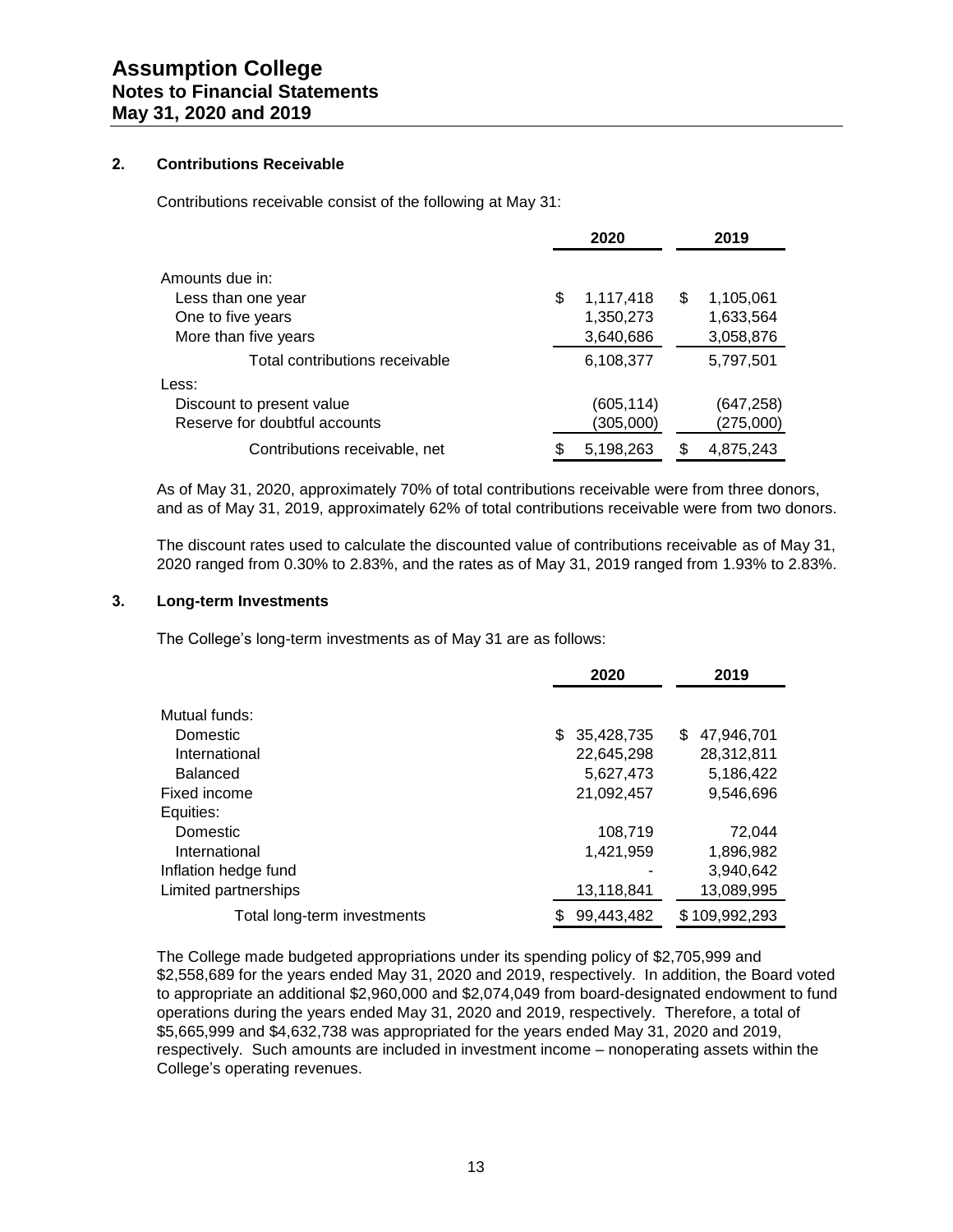# Assumption College
## Notes to Financial Statements
## May 31, 2020 and 2019

### 2. Contributions Receivable

Contributions receivable consist of the following at May 31:

| | 2020 | 2019 |
|---|---|---|
| Amounts due in: | | |
| Less than one year | $ 1,117,418 | $ 1,105,061 |
| One to five years | 1,350,273 | 1,633,564 |
| More than five years | 3,640,686 | 3,058,876 |
| Total contributions receivable | 6,108,377 | 5,797,501 |
| Less: | | |
| Discount to present value | (605,114) | (647,258) |
| Reserve for doubtful accounts | (305,000) | (275,000) |
| Contributions receivable, net | $ 5,198,263 | $ 4,875,243 |

As of May 31, 2020, approximately 70% of total contributions receivable were from three donors, and as of May 31, 2019, approximately 62% of total contributions receivable were from two donors.

The discount rates used to calculate the discounted value of contributions receivable as of May 31, 2020 ranged from 0.30% to 2.83%, and the rates as of May 31, 2019 ranged from 1.93% to 2.83%.

### 3. Long-term Investments

The College's long-term investments as of May 31 are as follows:

| | 2020 | 2019 |
|---|---|---|
| Mutual funds: | | |
| Domestic | $ 35,428,735 | $ 47,946,701 |
| International | 22,645,298 | 28,312,811 |
| Balanced | 5,627,473 | 5,186,422 |
| Fixed income | 21,092,457 | 9,546,696 |
| Equities: | | |
| Domestic | 108,719 | 72,044 |
| International | 1,421,959 | 1,896,982 |
| Inflation hedge fund | - | 3,940,642 |
| Limited partnerships | 13,118,841 | 13,089,995 |
| Total long-term investments | $ 99,443,482 | $ 109,992,293 |

The College made budgeted appropriations under its spending policy of $2,705,999 and $2,558,689 for the years ended May 31, 2020 and 2019, respectively. In addition, the Board voted to appropriate an additional $2,960,000 and $2,074,049 from board-designated endowment to fund operations during the years ended May 31, 2020 and 2019, respectively. Therefore, a total of $5,665,999 and $4,632,738 was appropriated for the years ended May 31, 2020 and 2019, respectively. Such amounts are included in investment income – nonoperating assets within the College's operating revenues.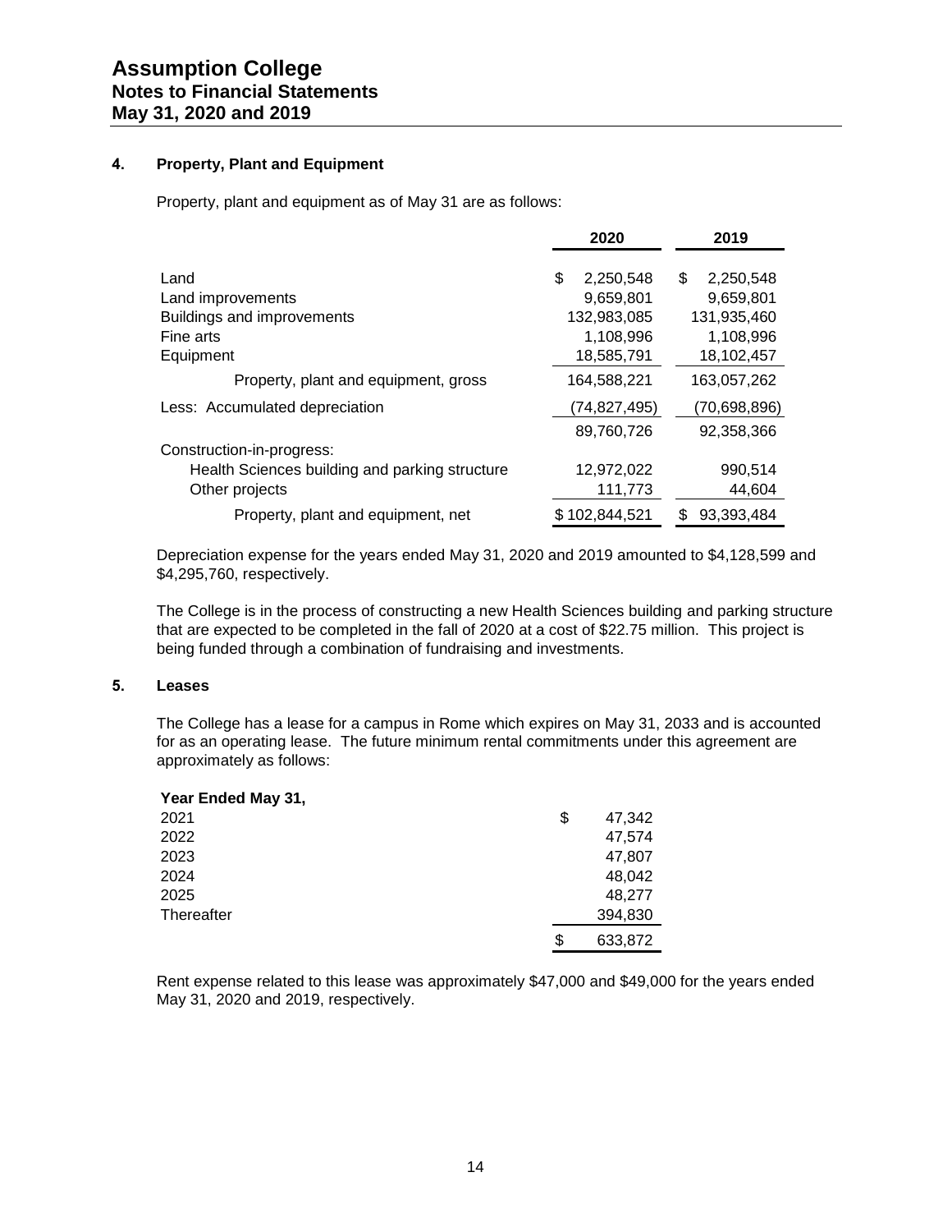### 4. Property, Plant and Equipment

Property, plant and equipment as of May 31 are as follows:

| | 2020 | 2019 |
|---|---|---|
| Land | $ 2,250,548 | $ 2,250,548 |
| Land improvements | 9,659,801 | 9,659,801 |
| Buildings and improvements | 132,983,085 | 131,935,460 |
| Fine arts | 1,108,996 | 1,108,996 |
| Equipment | 18,585,791 | 18,102,457 |
| Property, plant and equipment, gross | 164,588,221 | 163,057,262 |
| Less: Accumulated depreciation | (74,827,495) | (70,698,896) |
| | 89,760,726 | 92,358,366 |
| Construction-in-progress: | | |
| Health Sciences building and parking structure | 12,972,022 | 990,514 |
| Other projects | 111,773 | 44,604 |
| Property, plant and equipment, net | $ 102,844,521 | $ 93,393,484 |

Depreciation expense for the years ended May 31, 2020 and 2019 amounted to $4,128,599 and $4,295,760, respectively.

The College is in the process of constructing a new Health Sciences building and parking structure that are expected to be completed in the fall of 2020 at a cost of $22.75 million. This project is being funded through a combination of fundraising and investments.

### 5. Leases

The College has a lease for a campus in Rome which expires on May 31, 2033 and is accounted for as an operating lease. The future minimum rental commitments under this agreement are approximately as follows:

| Year Ended May 31, | |
|---|---|
| 2021 | $ 47,342 |
| 2022 | 47,574 |
| 2023 | 47,807 |
| 2024 | 48,042 |
| 2025 | 48,277 |
| Thereafter | 394,830 |
| | $ 633,872 |

Rent expense related to this lease was approximately $47,000 and $49,000 for the years ended May 31, 2020 and 2019, respectively.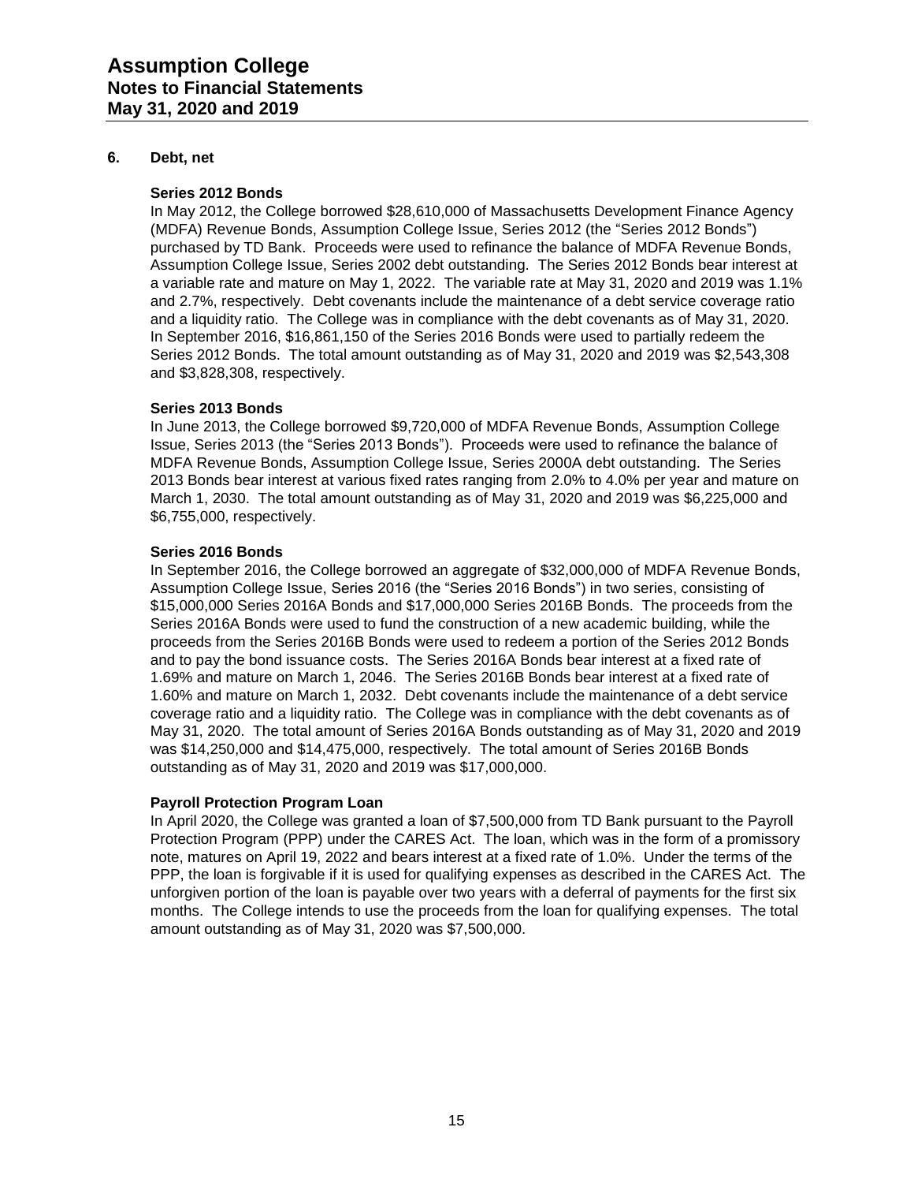## 6. Debt, net

### Series 2012 Bonds

In May 2012, the College borrowed $28,610,000 of Massachusetts Development Finance Agency (MDFA) Revenue Bonds, Assumption College Issue, Series 2012 (the "Series 2012 Bonds") purchased by TD Bank. Proceeds were used to refinance the balance of MDFA Revenue Bonds, Assumption College Issue, Series 2002 debt outstanding. The Series 2012 Bonds bear interest at a variable rate and mature on May 1, 2022. The variable rate at May 31, 2020 and 2019 was 1.1% and 2.7%, respectively. Debt covenants include the maintenance of a debt service coverage ratio and a liquidity ratio. The College was in compliance with the debt covenants as of May 31, 2020. In September 2016, $16,861,150 of the Series 2016 Bonds were used to partially redeem the Series 2012 Bonds. The total amount outstanding as of May 31, 2020 and 2019 was $2,543,308 and $3,828,308, respectively.

### Series 2013 Bonds

In June 2013, the College borrowed $9,720,000 of MDFA Revenue Bonds, Assumption College Issue, Series 2013 (the "Series 2013 Bonds"). Proceeds were used to refinance the balance of MDFA Revenue Bonds, Assumption College Issue, Series 2000A debt outstanding. The Series 2013 Bonds bear interest at various fixed rates ranging from 2.0% to 4.0% per year and mature on March 1, 2030. The total amount outstanding as of May 31, 2020 and 2019 was $6,225,000 and $6,755,000, respectively.

### Series 2016 Bonds

In September 2016, the College borrowed an aggregate of $32,000,000 of MDFA Revenue Bonds, Assumption College Issue, Series 2016 (the "Series 2016 Bonds") in two series, consisting of $15,000,000 Series 2016A Bonds and $17,000,000 Series 2016B Bonds. The proceeds from the Series 2016A Bonds were used to fund the construction of a new academic building, while the proceeds from the Series 2016B Bonds were used to redeem a portion of the Series 2012 Bonds and to pay the bond issuance costs. The Series 2016A Bonds bear interest at a fixed rate of 1.69% and mature on March 1, 2046. The Series 2016B Bonds bear interest at a fixed rate of 1.60% and mature on March 1, 2032. Debt covenants include the maintenance of a debt service coverage ratio and a liquidity ratio. The College was in compliance with the debt covenants as of May 31, 2020. The total amount of Series 2016A Bonds outstanding as of May 31, 2020 and 2019 was $14,250,000 and $14,475,000, respectively. The total amount of Series 2016B Bonds outstanding as of May 31, 2020 and 2019 was $17,000,000.

### Payroll Protection Program Loan

In April 2020, the College was granted a loan of $7,500,000 from TD Bank pursuant to the Payroll Protection Program (PPP) under the CARES Act. The loan, which was in the form of a promissory note, matures on April 19, 2022 and bears interest at a fixed rate of 1.0%. Under the terms of the PPP, the loan is forgivable if it is used for qualifying expenses as described in the CARES Act. The unforgiven portion of the loan is payable over two years with a deferral of payments for the first six months. The College intends to use the proceeds from the loan for qualifying expenses. The total amount outstanding as of May 31, 2020 was $7,500,000.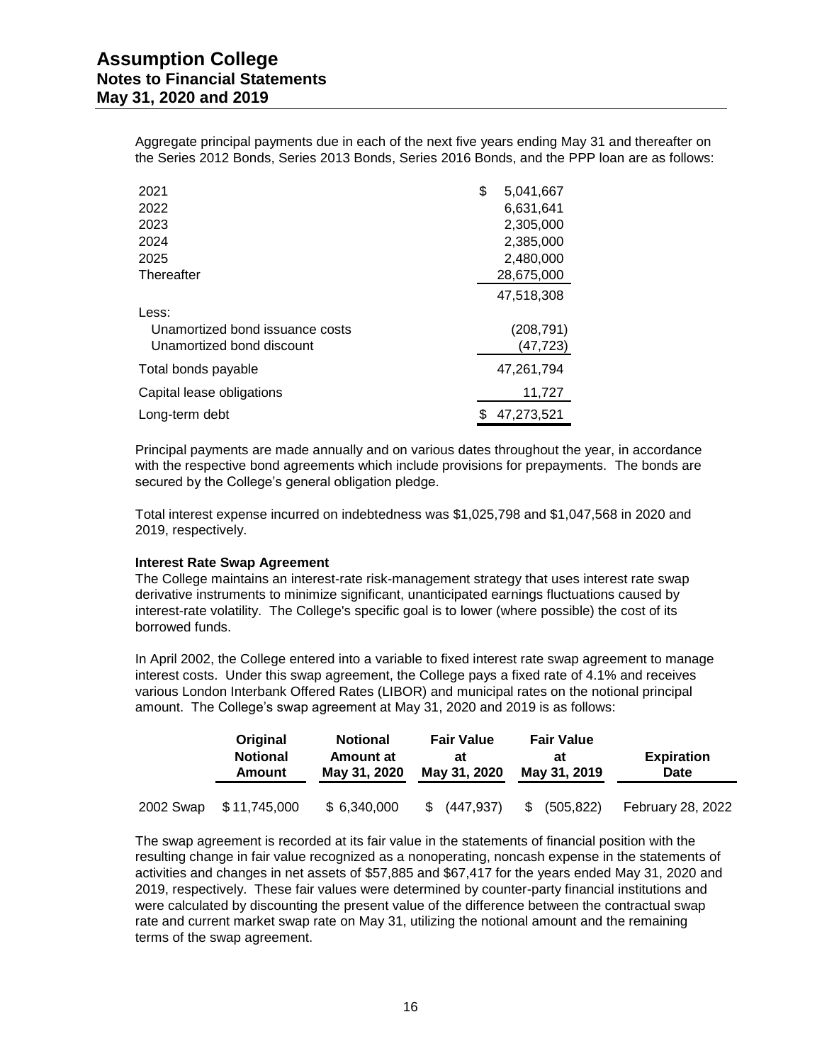Aggregate principal payments due in each of the next five years ending May 31 and thereafter on the Series 2012 Bonds, Series 2013 Bonds, Series 2016 Bonds, and the PPP loan are as follows:

| | |
|---|---|
| 2021 | $ 5,041,667 |
| 2022 | 6,631,641 |
| 2023 | 2,305,000 |
| 2024 | 2,385,000 |
| 2025 | 2,480,000 |
| Thereafter | 28,675,000 |
| | 47,518,308 |
| Less: | |
| Unamortized bond issuance costs | (208,791) |
| Unamortized bond discount | (47,723) |
| Total bonds payable | 47,261,794 |
| Capital lease obligations | 11,727 |
| Long-term debt | $ 47,273,521 |

Principal payments are made annually and on various dates throughout the year, in accordance with the respective bond agreements which include provisions for prepayments. The bonds are secured by the College's general obligation pledge.

Total interest expense incurred on indebtedness was $1,025,798 and $1,047,568 in 2020 and 2019, respectively.

**Interest Rate Swap Agreement**

The College maintains an interest-rate risk-management strategy that uses interest rate swap derivative instruments to minimize significant, unanticipated earnings fluctuations caused by interest-rate volatility. The College's specific goal is to lower (where possible) the cost of its borrowed funds.

In April 2002, the College entered into a variable to fixed interest rate swap agreement to manage interest costs. Under this swap agreement, the College pays a fixed rate of 4.1% and receives various London Interbank Offered Rates (LIBOR) and municipal rates on the notional principal amount. The College's swap agreement at May 31, 2020 and 2019 is as follows:

| | Original Notional Amount | Notional Amount at May 31, 2020 | Fair Value at May 31, 2020 | Fair Value at May 31, 2019 | Expiration Date |
|---|---|---|---|---|---|
| 2002 Swap | $ 11,745,000 | $ 6,340,000 | $ (447,937) | $ (505,822) | February 28, 2022 |

The swap agreement is recorded at its fair value in the statements of financial position with the resulting change in fair value recognized as a nonoperating, noncash expense in the statements of activities and changes in net assets of $57,885 and $67,417 for the years ended May 31, 2020 and 2019, respectively. These fair values were determined by counter-party financial institutions and were calculated by discounting the present value of the difference between the contractual swap rate and current market swap rate on May 31, utilizing the notional amount and the remaining terms of the swap agreement.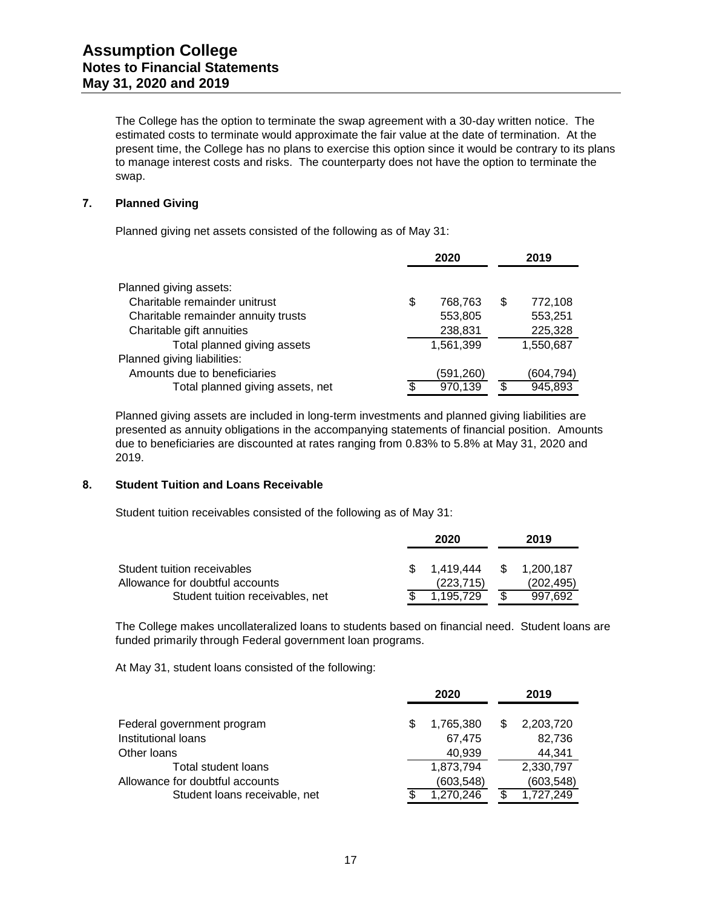The College has the option to terminate the swap agreement with a 30-day written notice. The estimated costs to terminate would approximate the fair value at the date of termination. At the present time, the College has no plans to exercise this option since it would be contrary to its plans to manage interest costs and risks. The counterparty does not have the option to terminate the swap.

## 7. Planned Giving

Planned giving net assets consisted of the following as of May 31:

| | 2020 | 2019 |
|---|---|---|
| Planned giving assets: | | |
| Charitable remainder unitrust | $ 768,763 | $ 772,108 |
| Charitable remainder annuity trusts | 553,805 | 553,251 |
| Charitable gift annuities | 238,831 | 225,328 |
| Total planned giving assets | 1,561,399 | 1,550,687 |
| Planned giving liabilities: | | |
| Amounts due to beneficiaries | (591,260) | (604,794) |
| Total planned giving assets, net | $ 970,139 | $ 945,893 |

Planned giving assets are included in long-term investments and planned giving liabilities are presented as annuity obligations in the accompanying statements of financial position. Amounts due to beneficiaries are discounted at rates ranging from 0.83% to 5.8% at May 31, 2020 and 2019.

## 8. Student Tuition and Loans Receivable

Student tuition receivables consisted of the following as of May 31:

| | 2020 | 2019 |
|---|---|---|
| Student tuition receivables | $ 1,419,444 | $ 1,200,187 |
| Allowance for doubtful accounts | (223,715) | (202,495) |
| Student tuition receivables, net | $ 1,195,729 | $ 997,692 |

The College makes uncollateralized loans to students based on financial need. Student loans are funded primarily through Federal government loan programs.

At May 31, student loans consisted of the following:

| | 2020 | 2019 |
|---|---|---|
| Federal government program | $ 1,765,380 | $ 2,203,720 |
| Institutional loans | 67,475 | 82,736 |
| Other loans | 40,939 | 44,341 |
| Total student loans | 1,873,794 | 2,330,797 |
| Allowance for doubtful accounts | (603,548) | (603,548) |
| Student loans receivable, net | $ 1,270,246 | $ 1,727,249 |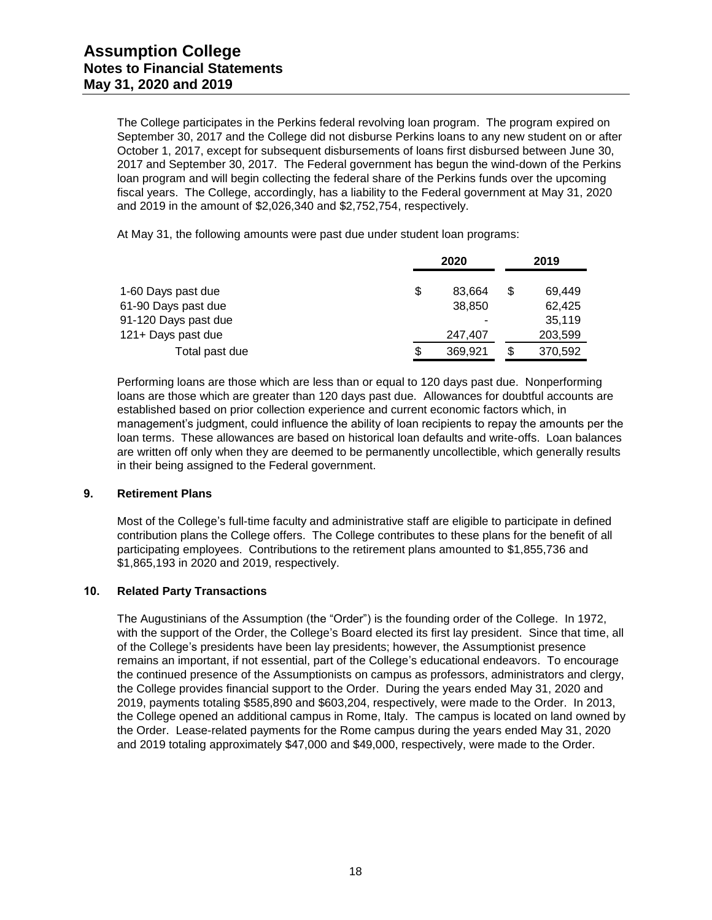The College participates in the Perkins federal revolving loan program. The program expired on September 30, 2017 and the College did not disburse Perkins loans to any new student on or after October 1, 2017, except for subsequent disbursements of loans first disbursed between June 30, 2017 and September 30, 2017. The Federal government has begun the wind-down of the Perkins loan program and will begin collecting the federal share of the Perkins funds over the upcoming fiscal years. The College, accordingly, has a liability to the Federal government at May 31, 2020 and 2019 in the amount of $2,026,340 and $2,752,754, respectively.

At May 31, the following amounts were past due under student loan programs:

| | 2020 | 2019 |
|---|---|---|
| 1-60 Days past due | $ 83,664 | $ 69,449 |
| 61-90 Days past due | 38,850 | 62,425 |
| 91-120 Days past due | - | 35,119 |
| 121+ Days past due | 247,407 | 203,599 |
| Total past due | $ 369,921 | $ 370,592 |

Performing loans are those which are less than or equal to 120 days past due. Nonperforming loans are those which are greater than 120 days past due. Allowances for doubtful accounts are established based on prior collection experience and current economic factors which, in management's judgment, could influence the ability of loan recipients to repay the amounts per the loan terms. These allowances are based on historical loan defaults and write-offs. Loan balances are written off only when they are deemed to be permanently uncollectible, which generally results in their being assigned to the Federal government.

## 9. Retirement Plans

Most of the College's full-time faculty and administrative staff are eligible to participate in defined contribution plans the College offers. The College contributes to these plans for the benefit of all participating employees. Contributions to the retirement plans amounted to $1,855,736 and $1,865,193 in 2020 and 2019, respectively.

## 10. Related Party Transactions

The Augustinians of the Assumption (the "Order") is the founding order of the College. In 1972, with the support of the Order, the College's Board elected its first lay president. Since that time, all of the College's presidents have been lay presidents; however, the Assumptionist presence remains an important, if not essential, part of the College's educational endeavors. To encourage the continued presence of the Assumptionists on campus as professors, administrators and clergy, the College provides financial support to the Order. During the years ended May 31, 2020 and 2019, payments totaling $585,890 and $603,204, respectively, were made to the Order. In 2013, the College opened an additional campus in Rome, Italy. The campus is located on land owned by the Order. Lease-related payments for the Rome campus during the years ended May 31, 2020 and 2019 totaling approximately $47,000 and $49,000, respectively, were made to the Order.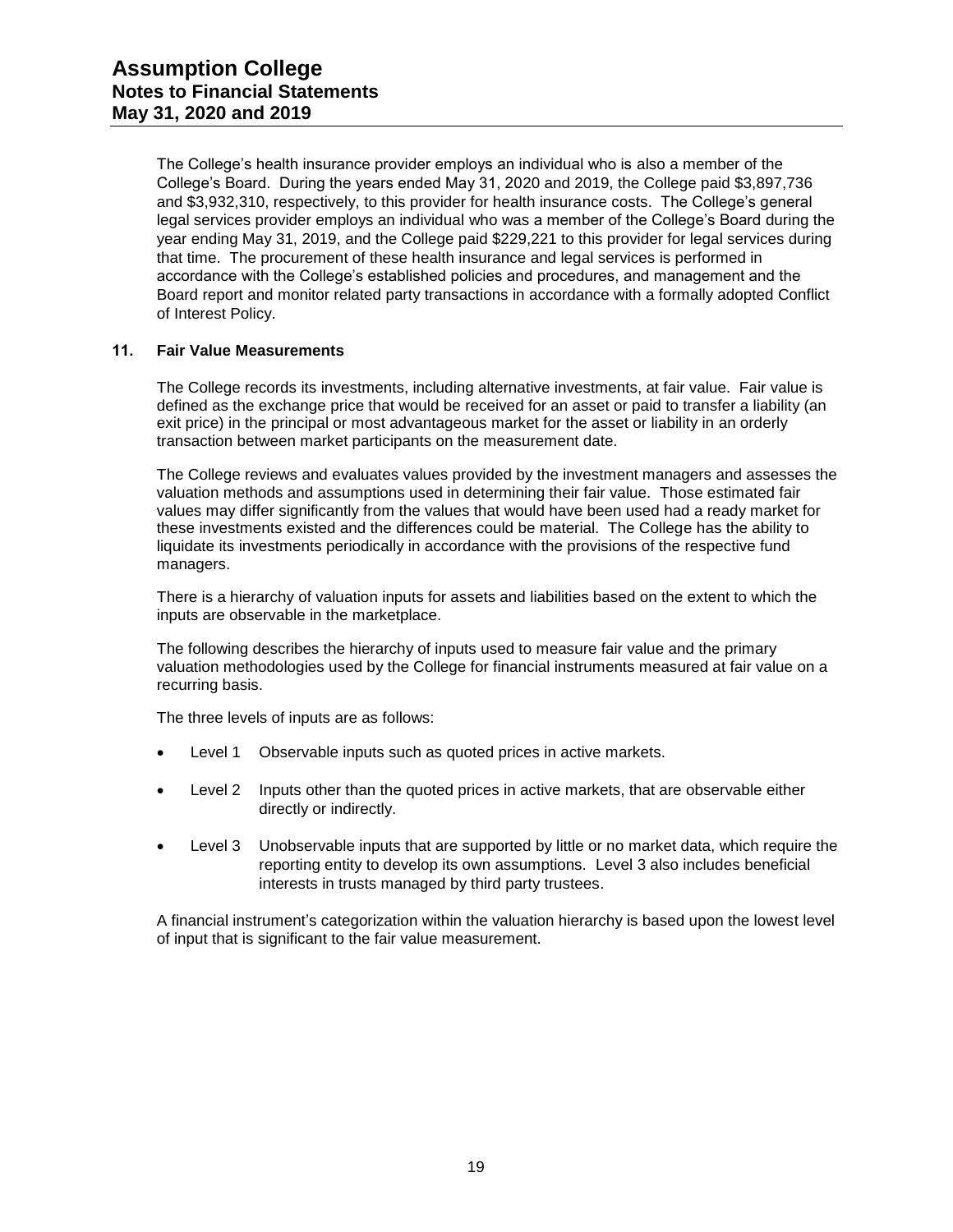The College's health insurance provider employs an individual who is also a member of the College's Board. During the years ended May 31, 2020 and 2019, the College paid $3,897,736 and $3,932,310, respectively, to this provider for health insurance costs. The College's general legal services provider employs an individual who was a member of the College's Board during the year ending May 31, 2019, and the College paid $229,221 to this provider for legal services during that time. The procurement of these health insurance and legal services is performed in accordance with the College's established policies and procedures, and management and the Board report and monitor related party transactions in accordance with a formally adopted Conflict of Interest Policy.

## 11. Fair Value Measurements

The College records its investments, including alternative investments, at fair value. Fair value is defined as the exchange price that would be received for an asset or paid to transfer a liability (an exit price) in the principal or most advantageous market for the asset or liability in an orderly transaction between market participants on the measurement date.

The College reviews and evaluates values provided by the investment managers and assesses the valuation methods and assumptions used in determining their fair value. Those estimated fair values may differ significantly from the values that would have been used had a ready market for these investments existed and the differences could be material. The College has the ability to liquidate its investments periodically in accordance with the provisions of the respective fund managers.

There is a hierarchy of valuation inputs for assets and liabilities based on the extent to which the inputs are observable in the marketplace.

The following describes the hierarchy of inputs used to measure fair value and the primary valuation methodologies used by the College for financial instruments measured at fair value on a recurring basis.

The three levels of inputs are as follows:

- Level 1 Observable inputs such as quoted prices in active markets.
- Level 2 Inputs other than the quoted prices in active markets, that are observable either directly or indirectly.
- Level 3 Unobservable inputs that are supported by little or no market data, which require the reporting entity to develop its own assumptions. Level 3 also includes beneficial interests in trusts managed by third party trustees.

A financial instrument's categorization within the valuation hierarchy is based upon the lowest level of input that is significant to the fair value measurement.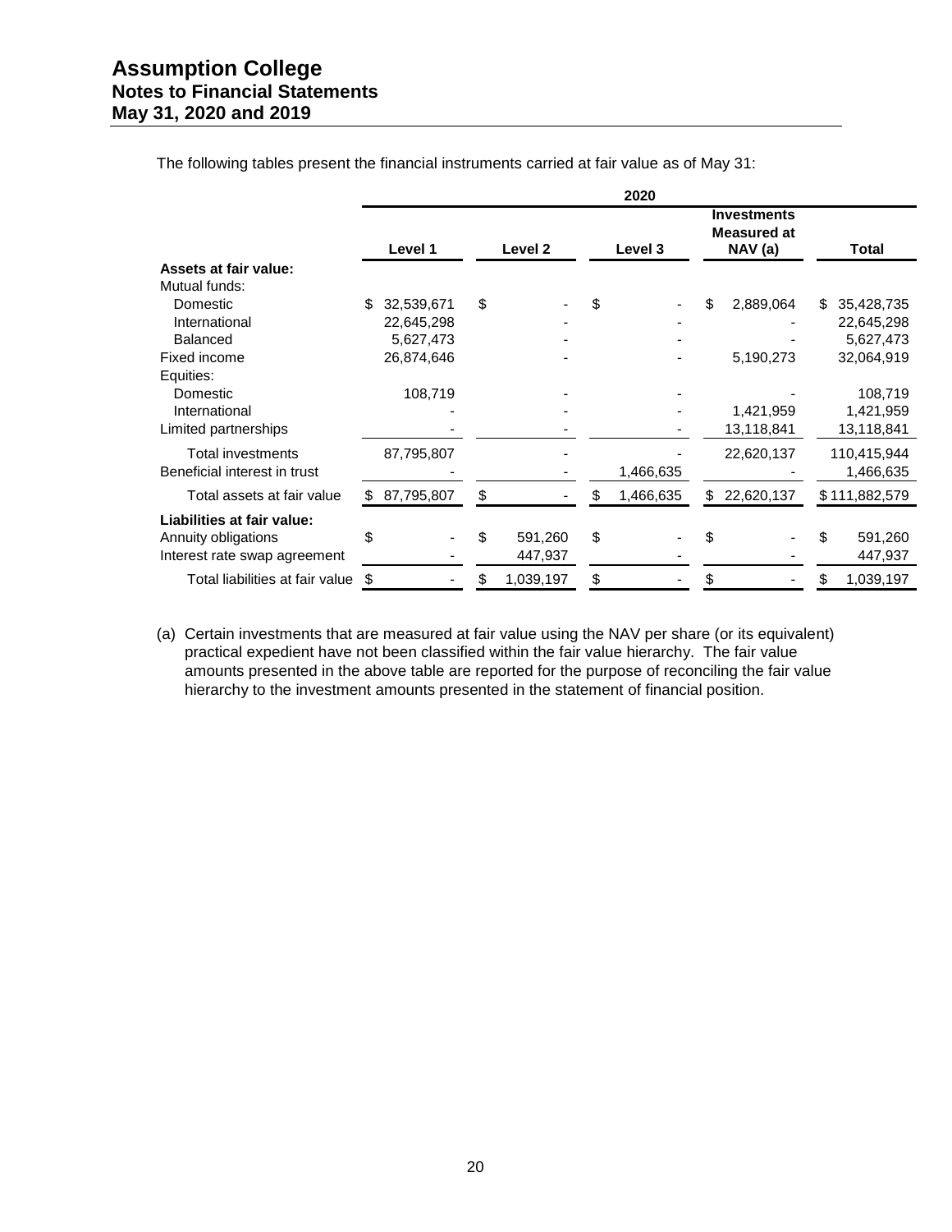The following tables present the financial instruments carried at fair value as of May 31:

| | 2020 | | | | |
|---|---|---|---|---|---|
| | Level 1 | Level 2 | Level 3 | Investments Measured at NAV (a) | Total |
| **Assets at fair value:** | | | | | |
| Mutual funds: | | | | | |
| Domestic | $ 32,539,671 | $ - | $ - | $ 2,889,064 | $ 35,428,735 |
| International | 22,645,298 | - | - | - | 22,645,298 |
| Balanced | 5,627,473 | - | - | - | 5,627,473 |
| Fixed income | 26,874,646 | - | - | 5,190,273 | 32,064,919 |
| Equities: | | | | | |
| Domestic | 108,719 | - | - | - | 108,719 |
| International | - | - | - | 1,421,959 | 1,421,959 |
| Limited partnerships | - | - | - | 13,118,841 | 13,118,841 |
| Total investments | 87,795,807 | - | - | 22,620,137 | 110,415,944 |
| Beneficial interest in trust | - | - | 1,466,635 | - | 1,466,635 |
| Total assets at fair value | $ 87,795,807 | $ - | $ 1,466,635 | $ 22,620,137 | $ 111,882,579 |
| **Liabilities at fair value:** | | | | | |
| Annuity obligations | $ - | $ 591,260 | $ - | $ - | $ 591,260 |
| Interest rate swap agreement | - | 447,937 | - | - | 447,937 |
| Total liabilities at fair value | $ - | $ 1,039,197 | $ - | $ - | $ 1,039,197 |

(a) Certain investments that are measured at fair value using the NAV per share (or its equivalent) practical expedient have not been classified within the fair value hierarchy. The fair value amounts presented in the above table are reported for the purpose of reconciling the fair value hierarchy to the investment amounts presented in the statement of financial position.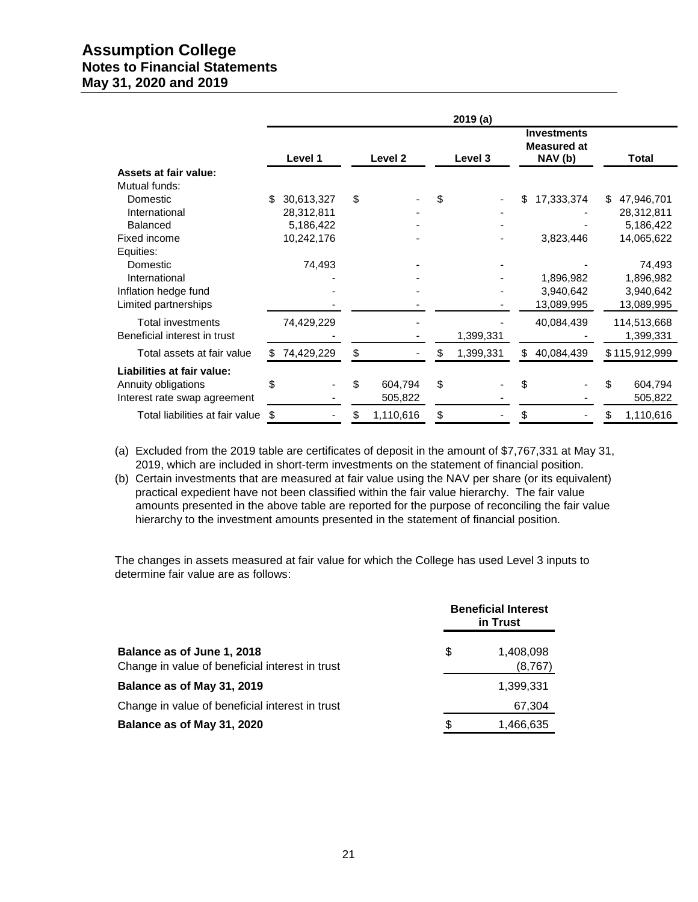# Assumption College
## Notes to Financial Statements
## May 31, 2020 and 2019

| | 2019 (a) | | | | |
|---|---|---|---|---|---|
| | Level 1 | Level 2 | Level 3 | Investments Measured at NAV (b) | Total |
| **Assets at fair value:** | | | | | |
| Mutual funds: | | | | | |
| Domestic | $ 30,613,327 | $ - | $ - | $ 17,333,374 | $ 47,946,701 |
| International | 28,312,811 | - | - | - | 28,312,811 |
| Balanced | 5,186,422 | - | - | - | 5,186,422 |
| Fixed income | 10,242,176 | - | - | 3,823,446 | 14,065,622 |
| Equities: | | | | | |
| Domestic | 74,493 | - | - | - | 74,493 |
| International | - | - | - | 1,896,982 | 1,896,982 |
| Inflation hedge fund | - | - | - | 3,940,642 | 3,940,642 |
| Limited partnerships | - | - | - | 13,089,995 | 13,089,995 |
| Total investments | 74,429,229 | - | - | 40,084,439 | 114,513,668 |
| Beneficial interest in trust | - | - | 1,399,331 | - | 1,399,331 |
| Total assets at fair value | $ 74,429,229 | $ - | $ 1,399,331 | $ 40,084,439 | $ 115,912,999 |
| **Liabilities at fair value:** | | | | | |
| Annuity obligations | $ - | $ 604,794 | $ - | $ - | $ 604,794 |
| Interest rate swap agreement | - | 505,822 | - | - | 505,822 |
| Total liabilities at fair value | $ - | $ 1,110,616 | $ - | $ - | $ 1,110,616 |

(a) Excluded from the 2019 table are certificates of deposit in the amount of $7,767,331 at May 31, 2019, which are included in short-term investments on the statement of financial position.

(b) Certain investments that are measured at fair value using the NAV per share (or its equivalent) practical expedient have not been classified within the fair value hierarchy. The fair value amounts presented in the above table are reported for the purpose of reconciling the fair value hierarchy to the investment amounts presented in the statement of financial position.

The changes in assets measured at fair value for which the College has used Level 3 inputs to determine fair value are as follows:

| | Beneficial Interest in Trust |
|---|---|
| **Balance as of June 1, 2018** | $ 1,408,098 |
| Change in value of beneficial interest in trust | (8,767) |
| **Balance as of May 31, 2019** | 1,399,331 |
| Change in value of beneficial interest in trust | 67,304 |
| **Balance as of May 31, 2020** | $ 1,466,635 |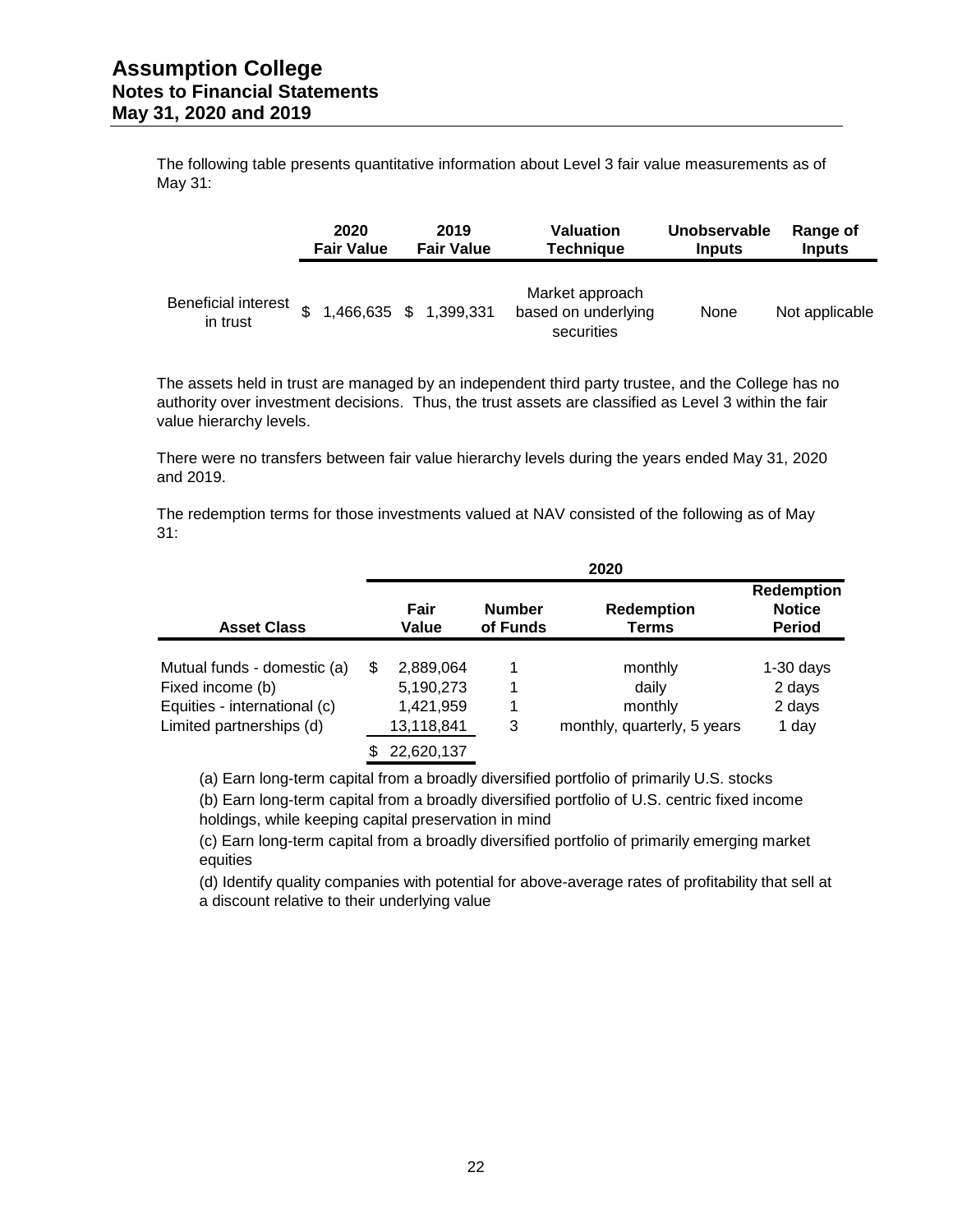The following table presents quantitative information about Level 3 fair value measurements as of May 31:

| | 2020 Fair Value | 2019 Fair Value | Valuation Technique | Unobservable Inputs | Range of Inputs |
|---|---|---|---|---|---|
| Beneficial interest in trust | $ 1,466,635 | $ 1,399,331 | Market approach based on underlying securities | None | Not applicable |

The assets held in trust are managed by an independent third party trustee, and the College has no authority over investment decisions. Thus, the trust assets are classified as Level 3 within the fair value hierarchy levels.

There were no transfers between fair value hierarchy levels during the years ended May 31, 2020 and 2019.

The redemption terms for those investments valued at NAV consisted of the following as of May 31:

| | 2020 | | | |
|---|---|---|---|---|
| **Asset Class** | **Fair Value** | **Number of Funds** | **Redemption Terms** | **Redemption Notice Period** |
| Mutual funds - domestic (a) | $ 2,889,064 | 1 | monthly | 1-30 days |
| Fixed income (b) | 5,190,273 | 1 | daily | 2 days |
| Equities - international (c) | 1,421,959 | 1 | monthly | 2 days |
| Limited partnerships (d) | 13,118,841 | 3 | monthly, quarterly, 5 years | 1 day |
| | $ 22,620,137 | | | |

(a) Earn long-term capital from a broadly diversified portfolio of primarily U.S. stocks

(b) Earn long-term capital from a broadly diversified portfolio of U.S. centric fixed income holdings, while keeping capital preservation in mind

(c) Earn long-term capital from a broadly diversified portfolio of primarily emerging market equities

(d) Identify quality companies with potential for above-average rates of profitability that sell at a discount relative to their underlying value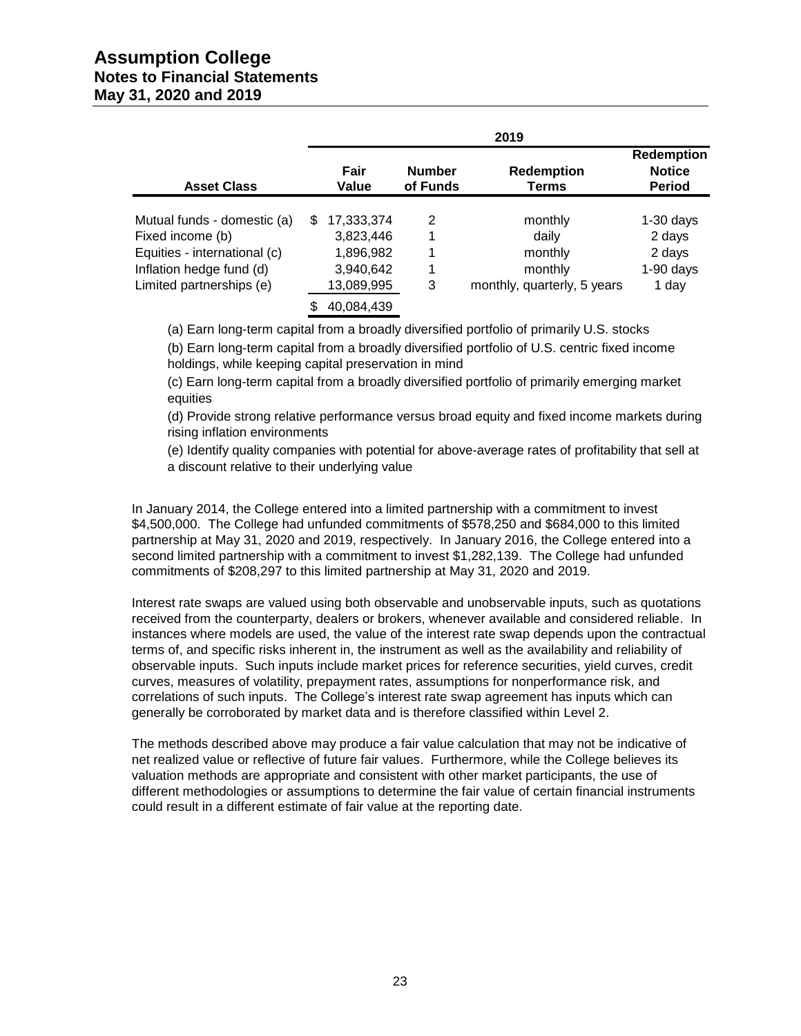| Asset Class | 2019 | | | |
|---|---|---|---|---|
| | Fair Value | Number of Funds | Redemption Terms | Redemption Notice Period |
| Mutual funds - domestic (a) | $ 17,333,374 | 2 | monthly | 1-30 days |
| Fixed income (b) | 3,823,446 | 1 | daily | 2 days |
| Equities - international (c) | 1,896,982 | 1 | monthly | 2 days |
| Inflation hedge fund (d) | 3,940,642 | 1 | monthly | 1-90 days |
| Limited partnerships (e) | 13,089,995 | 3 | monthly, quarterly, 5 years | 1 day |
| | $ 40,084,439 | | | |

(a) Earn long-term capital from a broadly diversified portfolio of primarily U.S. stocks

(b) Earn long-term capital from a broadly diversified portfolio of U.S. centric fixed income holdings, while keeping capital preservation in mind

(c) Earn long-term capital from a broadly diversified portfolio of primarily emerging market equities

(d) Provide strong relative performance versus broad equity and fixed income markets during rising inflation environments

(e) Identify quality companies with potential for above-average rates of profitability that sell at a discount relative to their underlying value

In January 2014, the College entered into a limited partnership with a commitment to invest $4,500,000. The College had unfunded commitments of $578,250 and $684,000 to this limited partnership at May 31, 2020 and 2019, respectively. In January 2016, the College entered into a second limited partnership with a commitment to invest $1,282,139. The College had unfunded commitments of $208,297 to this limited partnership at May 31, 2020 and 2019.

Interest rate swaps are valued using both observable and unobservable inputs, such as quotations received from the counterparty, dealers or brokers, whenever available and considered reliable. In instances where models are used, the value of the interest rate swap depends upon the contractual terms of, and specific risks inherent in, the instrument as well as the availability and reliability of observable inputs. Such inputs include market prices for reference securities, yield curves, credit curves, measures of volatility, prepayment rates, assumptions for nonperformance risk, and correlations of such inputs. The College's interest rate swap agreement has inputs which can generally be corroborated by market data and is therefore classified within Level 2.

The methods described above may produce a fair value calculation that may not be indicative of net realized value or reflective of future fair values. Furthermore, while the College believes its valuation methods are appropriate and consistent with other market participants, the use of different methodologies or assumptions to determine the fair value of certain financial instruments could result in a different estimate of fair value at the reporting date.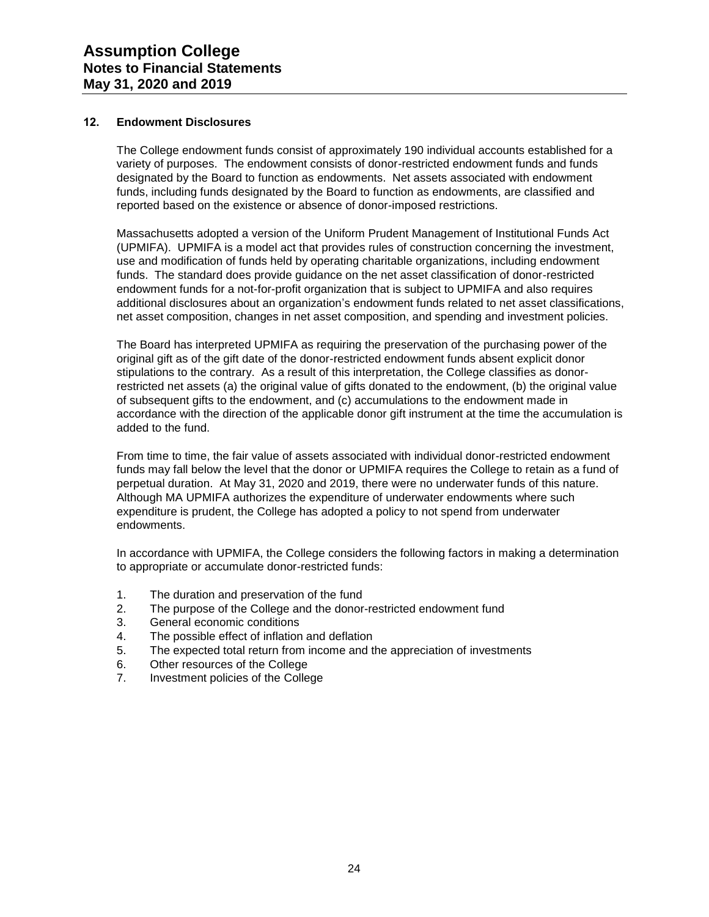## 12. Endowment Disclosures

The College endowment funds consist of approximately 190 individual accounts established for a variety of purposes. The endowment consists of donor-restricted endowment funds and funds designated by the Board to function as endowments. Net assets associated with endowment funds, including funds designated by the Board to function as endowments, are classified and reported based on the existence or absence of donor-imposed restrictions.

Massachusetts adopted a version of the Uniform Prudent Management of Institutional Funds Act (UPMIFA). UPMIFA is a model act that provides rules of construction concerning the investment, use and modification of funds held by operating charitable organizations, including endowment funds. The standard does provide guidance on the net asset classification of donor-restricted endowment funds for a not-for-profit organization that is subject to UPMIFA and also requires additional disclosures about an organization's endowment funds related to net asset classifications, net asset composition, changes in net asset composition, and spending and investment policies.

The Board has interpreted UPMIFA as requiring the preservation of the purchasing power of the original gift as of the gift date of the donor-restricted endowment funds absent explicit donor stipulations to the contrary. As a result of this interpretation, the College classifies as donor-restricted net assets (a) the original value of gifts donated to the endowment, (b) the original value of subsequent gifts to the endowment, and (c) accumulations to the endowment made in accordance with the direction of the applicable donor gift instrument at the time the accumulation is added to the fund.

From time to time, the fair value of assets associated with individual donor-restricted endowment funds may fall below the level that the donor or UPMIFA requires the College to retain as a fund of perpetual duration. At May 31, 2020 and 2019, there were no underwater funds of this nature. Although MA UPMIFA authorizes the expenditure of underwater endowments where such expenditure is prudent, the College has adopted a policy to not spend from underwater endowments.

In accordance with UPMIFA, the College considers the following factors in making a determination to appropriate or accumulate donor-restricted funds:

1. The duration and preservation of the fund
2. The purpose of the College and the donor-restricted endowment fund
3. General economic conditions
4. The possible effect of inflation and deflation
5. The expected total return from income and the appreciation of investments
6. Other resources of the College
7. Investment policies of the College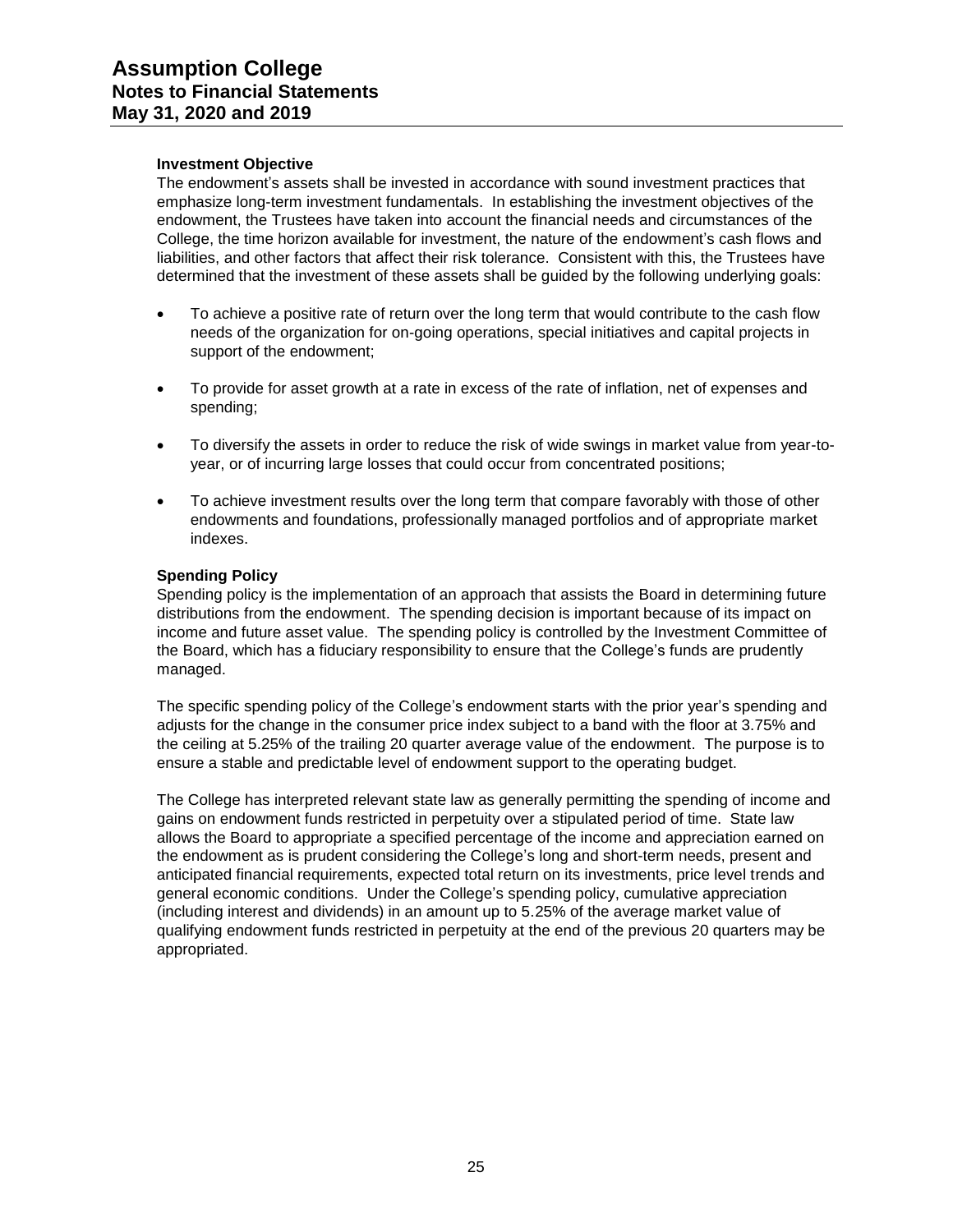**Investment Objective**

The endowment's assets shall be invested in accordance with sound investment practices that emphasize long-term investment fundamentals. In establishing the investment objectives of the endowment, the Trustees have taken into account the financial needs and circumstances of the College, the time horizon available for investment, the nature of the endowment's cash flows and liabilities, and other factors that affect their risk tolerance. Consistent with this, the Trustees have determined that the investment of these assets shall be guided by the following underlying goals:

- To achieve a positive rate of return over the long term that would contribute to the cash flow needs of the organization for on-going operations, special initiatives and capital projects in support of the endowment;
- To provide for asset growth at a rate in excess of the rate of inflation, net of expenses and spending;
- To diversify the assets in order to reduce the risk of wide swings in market value from year-to-year, or of incurring large losses that could occur from concentrated positions;
- To achieve investment results over the long term that compare favorably with those of other endowments and foundations, professionally managed portfolios and of appropriate market indexes.

**Spending Policy**

Spending policy is the implementation of an approach that assists the Board in determining future distributions from the endowment. The spending decision is important because of its impact on income and future asset value. The spending policy is controlled by the Investment Committee of the Board, which has a fiduciary responsibility to ensure that the College's funds are prudently managed.

The specific spending policy of the College's endowment starts with the prior year's spending and adjusts for the change in the consumer price index subject to a band with the floor at 3.75% and the ceiling at 5.25% of the trailing 20 quarter average value of the endowment. The purpose is to ensure a stable and predictable level of endowment support to the operating budget.

The College has interpreted relevant state law as generally permitting the spending of income and gains on endowment funds restricted in perpetuity over a stipulated period of time. State law allows the Board to appropriate a specified percentage of the income and appreciation earned on the endowment as is prudent considering the College's long and short-term needs, present and anticipated financial requirements, expected total return on its investments, price level trends and general economic conditions. Under the College's spending policy, cumulative appreciation (including interest and dividends) in an amount up to 5.25% of the average market value of qualifying endowment funds restricted in perpetuity at the end of the previous 20 quarters may be appropriated.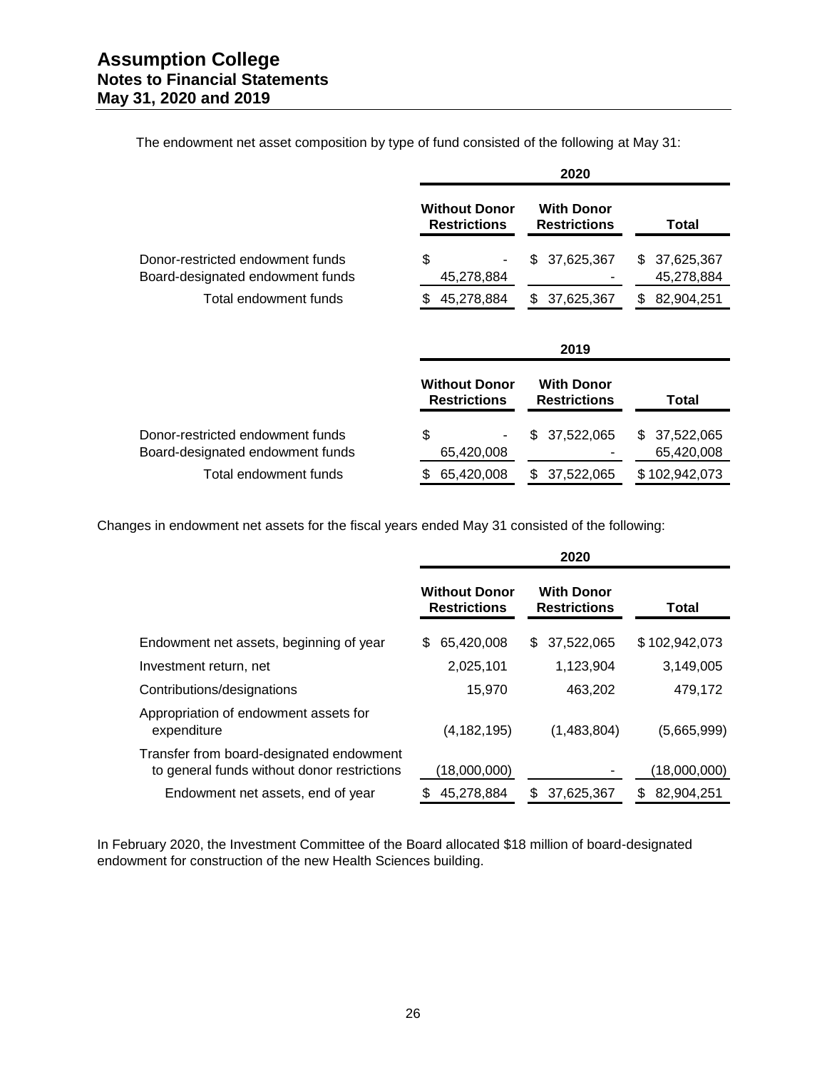# Assumption College
## Notes to Financial Statements
### May 31, 2020 and 2019

The endowment net asset composition by type of fund consisted of the following at May 31:

| | 2020 | | |
|---|---|---|---|
| | Without Donor Restrictions | With Donor Restrictions | Total |
| Donor-restricted endowment funds | $ - | $ 37,625,367 | $ 37,625,367 |
| Board-designated endowment funds | 45,278,884 | - | 45,278,884 |
| Total endowment funds | $ 45,278,884 | $ 37,625,367 | $ 82,904,251 |

| | 2019 | | |
|---|---|---|---|
| | Without Donor Restrictions | With Donor Restrictions | Total |
| Donor-restricted endowment funds | $ - | $ 37,522,065 | $ 37,522,065 |
| Board-designated endowment funds | 65,420,008 | - | 65,420,008 |
| Total endowment funds | $ 65,420,008 | $ 37,522,065 | $ 102,942,073 |

Changes in endowment net assets for the fiscal years ended May 31 consisted of the following:

| | 2020 | | |
|---|---|---|---|
| | Without Donor Restrictions | With Donor Restrictions | Total |
| Endowment net assets, beginning of year | $ 65,420,008 | $ 37,522,065 | $ 102,942,073 |
| Investment return, net | 2,025,101 | 1,123,904 | 3,149,005 |
| Contributions/designations | 15,970 | 463,202 | 479,172 |
| Appropriation of endowment assets for expenditure | (4,182,195) | (1,483,804) | (5,665,999) |
| Transfer from board-designated endowment to general funds without donor restrictions | (18,000,000) | - | (18,000,000) |
| Endowment net assets, end of year | $ 45,278,884 | $ 37,625,367 | $ 82,904,251 |

In February 2020, the Investment Committee of the Board allocated $18 million of board-designated endowment for construction of the new Health Sciences building.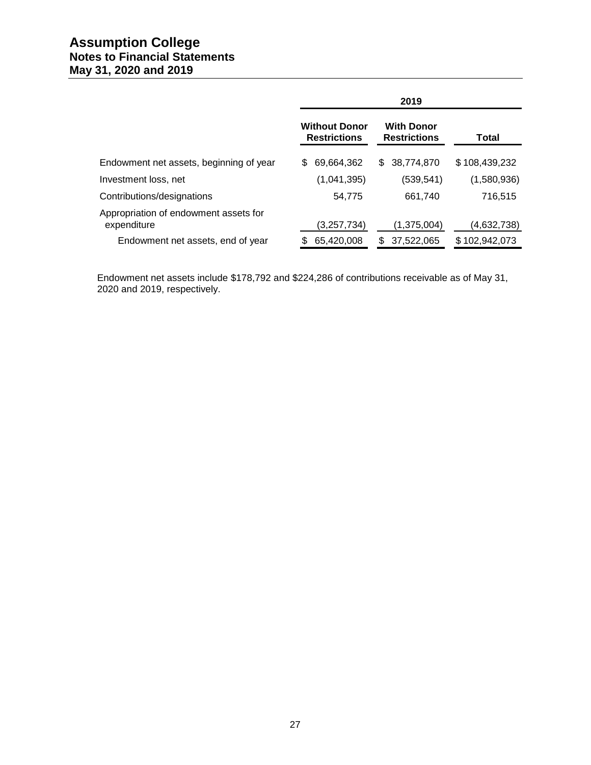|  | 2019 |  |  |
|---|---|---|---|
|  | Without Donor Restrictions | With Donor Restrictions | Total |
| Endowment net assets, beginning of year | $ 69,664,362 | $ 38,774,870 | $ 108,439,232 |
| Investment loss, net | (1,041,395) | (539,541) | (1,580,936) |
| Contributions/designations | 54,775 | 661,740 | 716,515 |
| Appropriation of endowment assets for expenditure | (3,257,734) | (1,375,004) | (4,632,738) |
| Endowment net assets, end of year | $ 65,420,008 | $ 37,522,065 | $ 102,942,073 |

Endowment net assets include $178,792 and $224,286 of contributions receivable as of May 31, 2020 and 2019, respectively.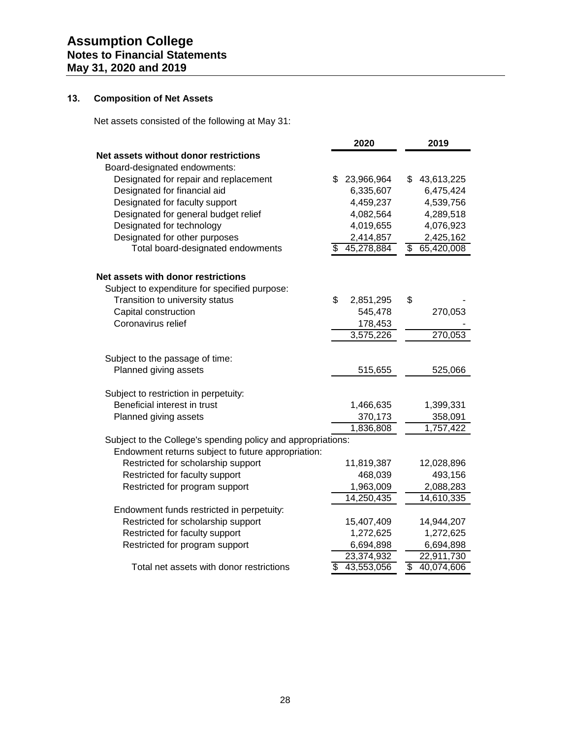## 13. Composition of Net Assets

Net assets consisted of the following at May 31:

| | 2020 | 2019 |
|---|---|---|
| **Net assets without donor restrictions** | | |
| Board-designated endowments: | | |
| Designated for repair and replacement | $ 23,966,964 | $ 43,613,225 |
| Designated for financial aid | 6,335,607 | 6,475,424 |
| Designated for faculty support | 4,459,237 | 4,539,756 |
| Designated for general budget relief | 4,082,564 | 4,289,518 |
| Designated for technology | 4,019,655 | 4,076,923 |
| Designated for other purposes | 2,414,857 | 2,425,162 |
| Total board-designated endowments | $ 45,278,884 | $ 65,420,008 |
| | | |
| **Net assets with donor restrictions** | | |
| Subject to expenditure for specified purpose: | | |
| Transition to university status | $ 2,851,295 | $ - |
| Capital construction | 545,478 | 270,053 |
| Coronavirus relief | 178,453 | - |
| | 3,575,226 | 270,053 |
| | | |
| Subject to the passage of time: | | |
| Planned giving assets | 515,655 | 525,066 |
| | | |
| Subject to restriction in perpetuity: | | |
| Beneficial interest in trust | 1,466,635 | 1,399,331 |
| Planned giving assets | 370,173 | 358,091 |
| | 1,836,808 | 1,757,422 |
| Subject to the College's spending policy and appropriations: | | |
| Endowment returns subject to future appropriation: | | |
| Restricted for scholarship support | 11,819,387 | 12,028,896 |
| Restricted for faculty support | 468,039 | 493,156 |
| Restricted for program support | 1,963,009 | 2,088,283 |
| | 14,250,435 | 14,610,335 |
| Endowment funds restricted in perpetuity: | | |
| Restricted for scholarship support | 15,407,409 | 14,944,207 |
| Restricted for faculty support | 1,272,625 | 1,272,625 |
| Restricted for program support | 6,694,898 | 6,694,898 |
| | 23,374,932 | 22,911,730 |
| Total net assets with donor restrictions | $ 43,553,056 | $ 40,074,606 |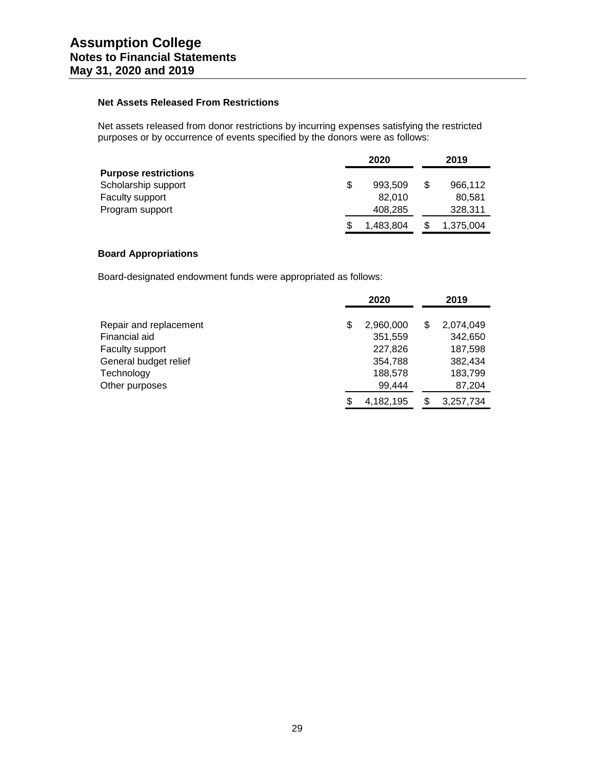# Assumption College
## Notes to Financial Statements
## May 31, 2020 and 2019

### Net Assets Released From Restrictions

Net assets released from donor restrictions by incurring expenses satisfying the restricted purposes or by occurrence of events specified by the donors were as follows:

| | 2020 | 2019 |
|---|---|---|
| **Purpose restrictions** | | |
| Scholarship support | $ 993,509 | $ 966,112 |
| Faculty support | 82,010 | 80,581 |
| Program support | 408,285 | 328,311 |
| | $ 1,483,804 | $ 1,375,004 |

### Board Appropriations

Board-designated endowment funds were appropriated as follows:

| | 2020 | 2019 |
|---|---|---|
| Repair and replacement | $ 2,960,000 | $ 2,074,049 |
| Financial aid | 351,559 | 342,650 |
| Faculty support | 227,826 | 187,598 |
| General budget relief | 354,788 | 382,434 |
| Technology | 188,578 | 183,799 |
| Other purposes | 99,444 | 87,204 |
| | $ 4,182,195 | $ 3,257,734 |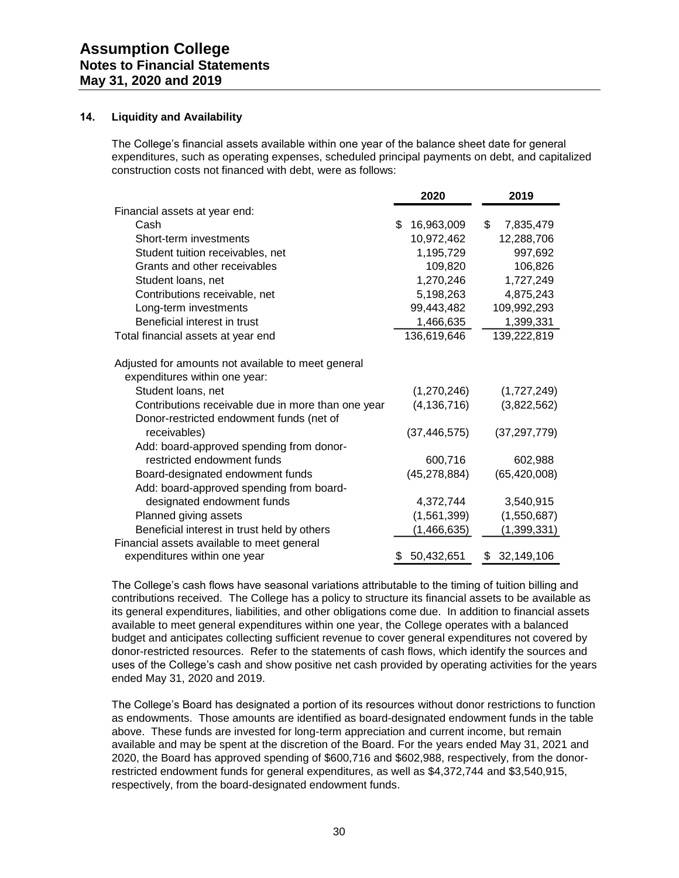### 14. Liquidity and Availability

The College's financial assets available within one year of the balance sheet date for general expenditures, such as operating expenses, scheduled principal payments on debt, and capitalized construction costs not financed with debt, were as follows:

| | 2020 | 2019 |
|---|---|---|
| Financial assets at year end: | | |
| Cash | $ 16,963,009 | $ 7,835,479 |
| Short-term investments | 10,972,462 | 12,288,706 |
| Student tuition receivables, net | 1,195,729 | 997,692 |
| Grants and other receivables | 109,820 | 106,826 |
| Student loans, net | 1,270,246 | 1,727,249 |
| Contributions receivable, net | 5,198,263 | 4,875,243 |
| Long-term investments | 99,443,482 | 109,992,293 |
| Beneficial interest in trust | 1,466,635 | 1,399,331 |
| Total financial assets at year end | 136,619,646 | 139,222,819 |
| Adjusted for amounts not available to meet general expenditures within one year: | | |
| Student loans, net | (1,270,246) | (1,727,249) |
| Contributions receivable due in more than one year | (4,136,716) | (3,822,562) |
| Donor-restricted endowment funds (net of receivables) | (37,446,575) | (37,297,779) |
| Add: board-approved spending from donor-restricted endowment funds | 600,716 | 602,988 |
| Board-designated endowment funds | (45,278,884) | (65,420,008) |
| Add: board-approved spending from board-designated endowment funds | 4,372,744 | 3,540,915 |
| Planned giving assets | (1,561,399) | (1,550,687) |
| Beneficial interest in trust held by others | (1,466,635) | (1,399,331) |
| Financial assets available to meet general expenditures within one year | $ 50,432,651 | $ 32,149,106 |

The College's cash flows have seasonal variations attributable to the timing of tuition billing and contributions received. The College has a policy to structure its financial assets to be available as its general expenditures, liabilities, and other obligations come due. In addition to financial assets available to meet general expenditures within one year, the College operates with a balanced budget and anticipates collecting sufficient revenue to cover general expenditures not covered by donor-restricted resources. Refer to the statements of cash flows, which identify the sources and uses of the College's cash and show positive net cash provided by operating activities for the years ended May 31, 2020 and 2019.

The College's Board has designated a portion of its resources without donor restrictions to function as endowments. Those amounts are identified as board-designated endowment funds in the table above. These funds are invested for long-term appreciation and current income, but remain available and may be spent at the discretion of the Board. For the years ended May 31, 2021 and 2020, the Board has approved spending of $600,716 and $602,988, respectively, from the donor-restricted endowment funds for general expenditures, as well as $4,372,744 and $3,540,915, respectively, from the board-designated endowment funds.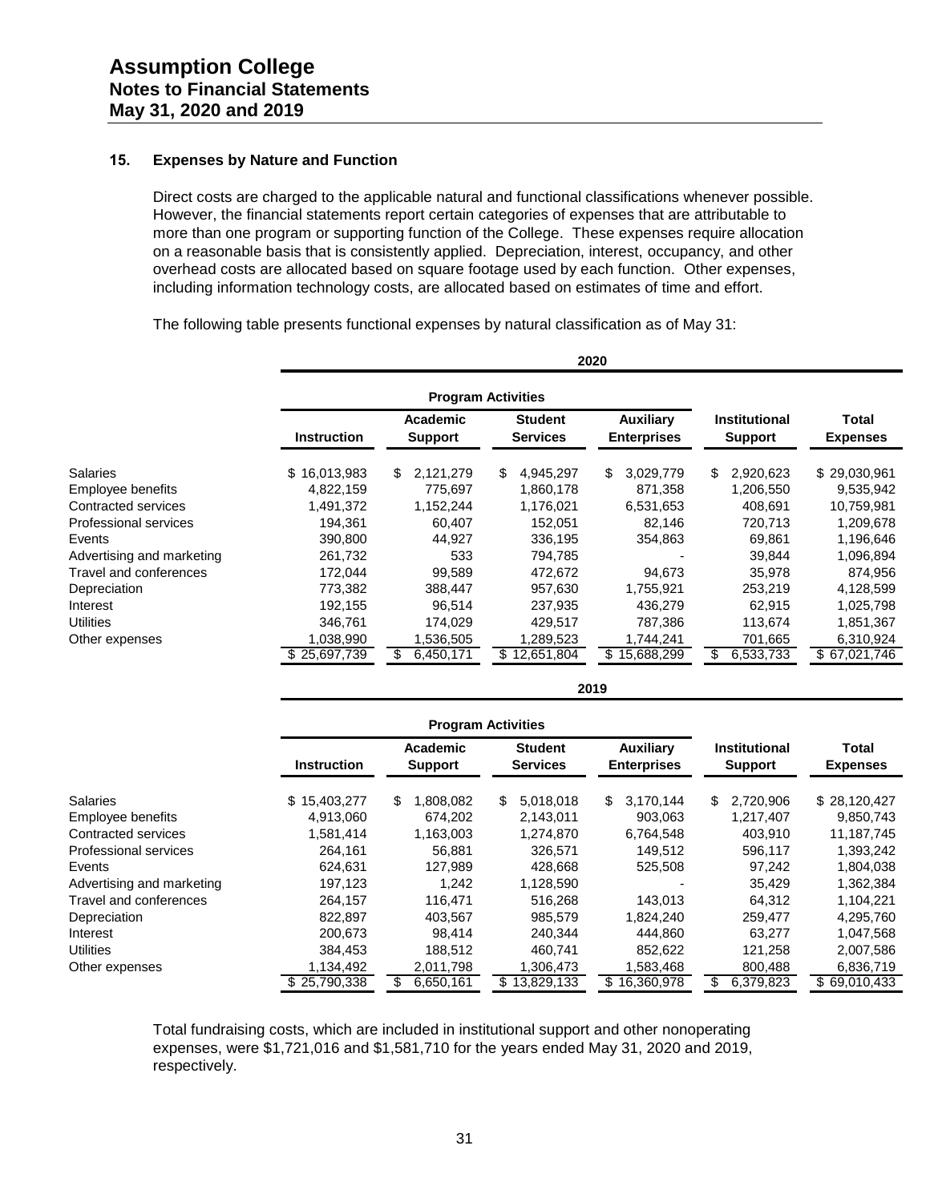# Assumption College
## Notes to Financial Statements
## May 31, 2020 and 2019

### 15. Expenses by Nature and Function

Direct costs are charged to the applicable natural and functional classifications whenever possible. However, the financial statements report certain categories of expenses that are attributable to more than one program or supporting function of the College. These expenses require allocation on a reasonable basis that is consistently applied. Depreciation, interest, occupancy, and other overhead costs are allocated based on square footage used by each function. Other expenses, including information technology costs, are allocated based on estimates of time and effort.

The following table presents functional expenses by natural classification as of May 31:

**2020**

| | Program Activities | | | | | |
|---|---|---|---|---|---|---|
| | Instruction | Academic Support | Student Services | Auxiliary Enterprises | Institutional Support | Total Expenses |
| Salaries | $ 16,013,983 | $ 2,121,279 | $ 4,945,297 | $ 3,029,779 | $ 2,920,623 | $ 29,030,961 |
| Employee benefits | 4,822,159 | 775,697 | 1,860,178 | 871,358 | 1,206,550 | 9,535,942 |
| Contracted services | 1,491,372 | 1,152,244 | 1,176,021 | 6,531,653 | 408,691 | 10,759,981 |
| Professional services | 194,361 | 60,407 | 152,051 | 82,146 | 720,713 | 1,209,678 |
| Events | 390,800 | 44,927 | 336,195 | 354,863 | 69,861 | 1,196,646 |
| Advertising and marketing | 261,732 | 533 | 794,785 | - | 39,844 | 1,096,894 |
| Travel and conferences | 172,044 | 99,589 | 472,672 | 94,673 | 35,978 | 874,956 |
| Depreciation | 773,382 | 388,447 | 957,630 | 1,755,921 | 253,219 | 4,128,599 |
| Interest | 192,155 | 96,514 | 237,935 | 436,279 | 62,915 | 1,025,798 |
| Utilities | 346,761 | 174,029 | 429,517 | 787,386 | 113,674 | 1,851,367 |
| Other expenses | 1,038,990 | 1,536,505 | 1,289,523 | 1,744,241 | 701,665 | 6,310,924 |
| | $ 25,697,739 | $ 6,450,171 | $ 12,651,804 | $ 15,688,299 | $ 6,533,733 | $ 67,021,746 |

**2019**

| | Program Activities | | | | | |
|---|---|---|---|---|---|---|
| | Instruction | Academic Support | Student Services | Auxiliary Enterprises | Institutional Support | Total Expenses |
| Salaries | $ 15,403,277 | $ 1,808,082 | $ 5,018,018 | $ 3,170,144 | $ 2,720,906 | $ 28,120,427 |
| Employee benefits | 4,913,060 | 674,202 | 2,143,011 | 903,063 | 1,217,407 | 9,850,743 |
| Contracted services | 1,581,414 | 1,163,003 | 1,274,870 | 6,764,548 | 403,910 | 11,187,745 |
| Professional services | 264,161 | 56,881 | 326,571 | 149,512 | 596,117 | 1,393,242 |
| Events | 624,631 | 127,989 | 428,668 | 525,508 | 97,242 | 1,804,038 |
| Advertising and marketing | 197,123 | 1,242 | 1,128,590 | - | 35,429 | 1,362,384 |
| Travel and conferences | 264,157 | 116,471 | 516,268 | 143,013 | 64,312 | 1,104,221 |
| Depreciation | 822,897 | 403,567 | 985,579 | 1,824,240 | 259,477 | 4,295,760 |
| Interest | 200,673 | 98,414 | 240,344 | 444,860 | 63,277 | 1,047,568 |
| Utilities | 384,453 | 188,512 | 460,741 | 852,622 | 121,258 | 2,007,586 |
| Other expenses | 1,134,492 | 2,011,798 | 1,306,473 | 1,583,468 | 800,488 | 6,836,719 |
| | $ 25,790,338 | $ 6,650,161 | $ 13,829,133 | $ 16,360,978 | $ 6,379,823 | $ 69,010,433 |

Total fundraising costs, which are included in institutional support and other nonoperating expenses, were $1,721,016 and $1,581,710 for the years ended May 31, 2020 and 2019, respectively.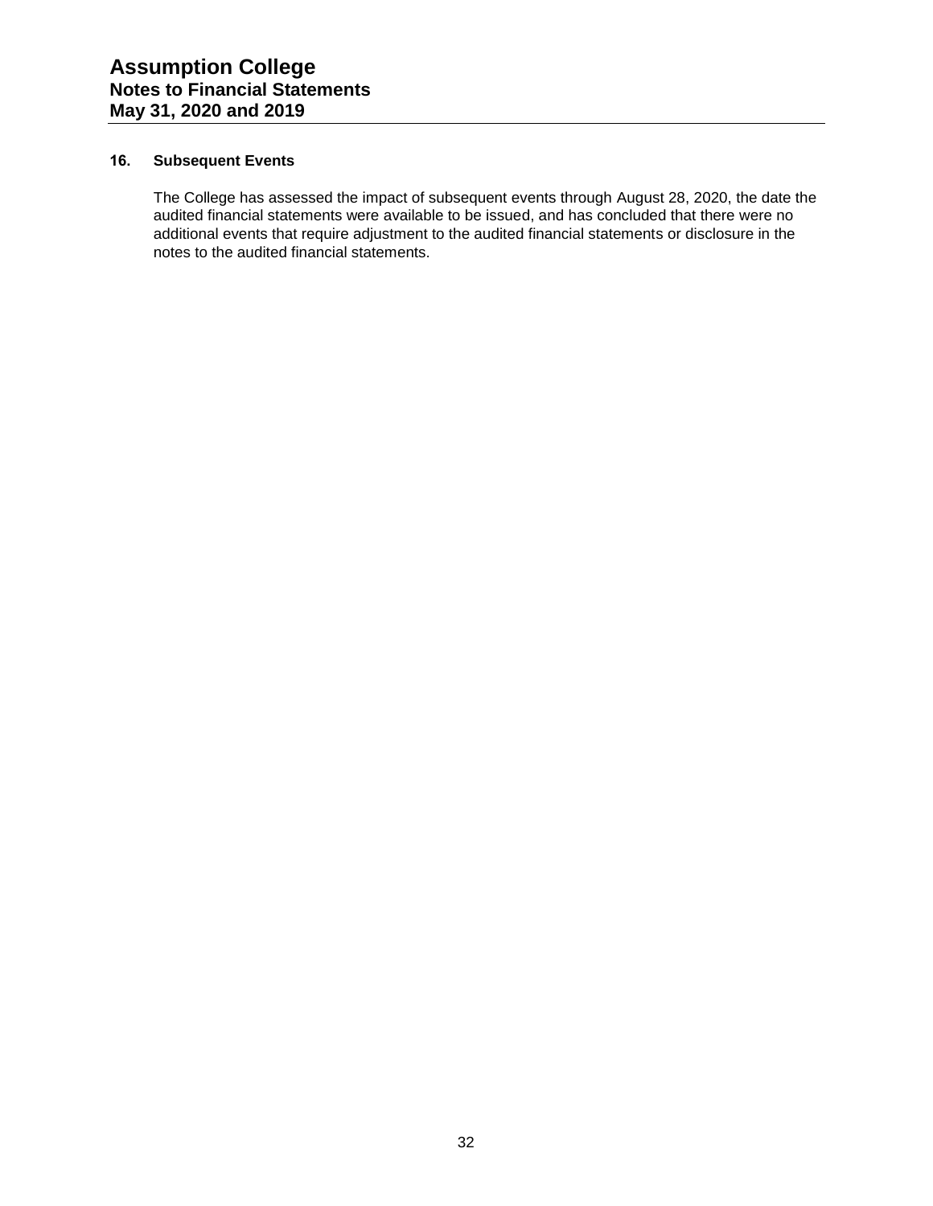## 16. Subsequent Events

The College has assessed the impact of subsequent events through August 28, 2020, the date the audited financial statements were available to be issued, and has concluded that there were no additional events that require adjustment to the audited financial statements or disclosure in the notes to the audited financial statements.